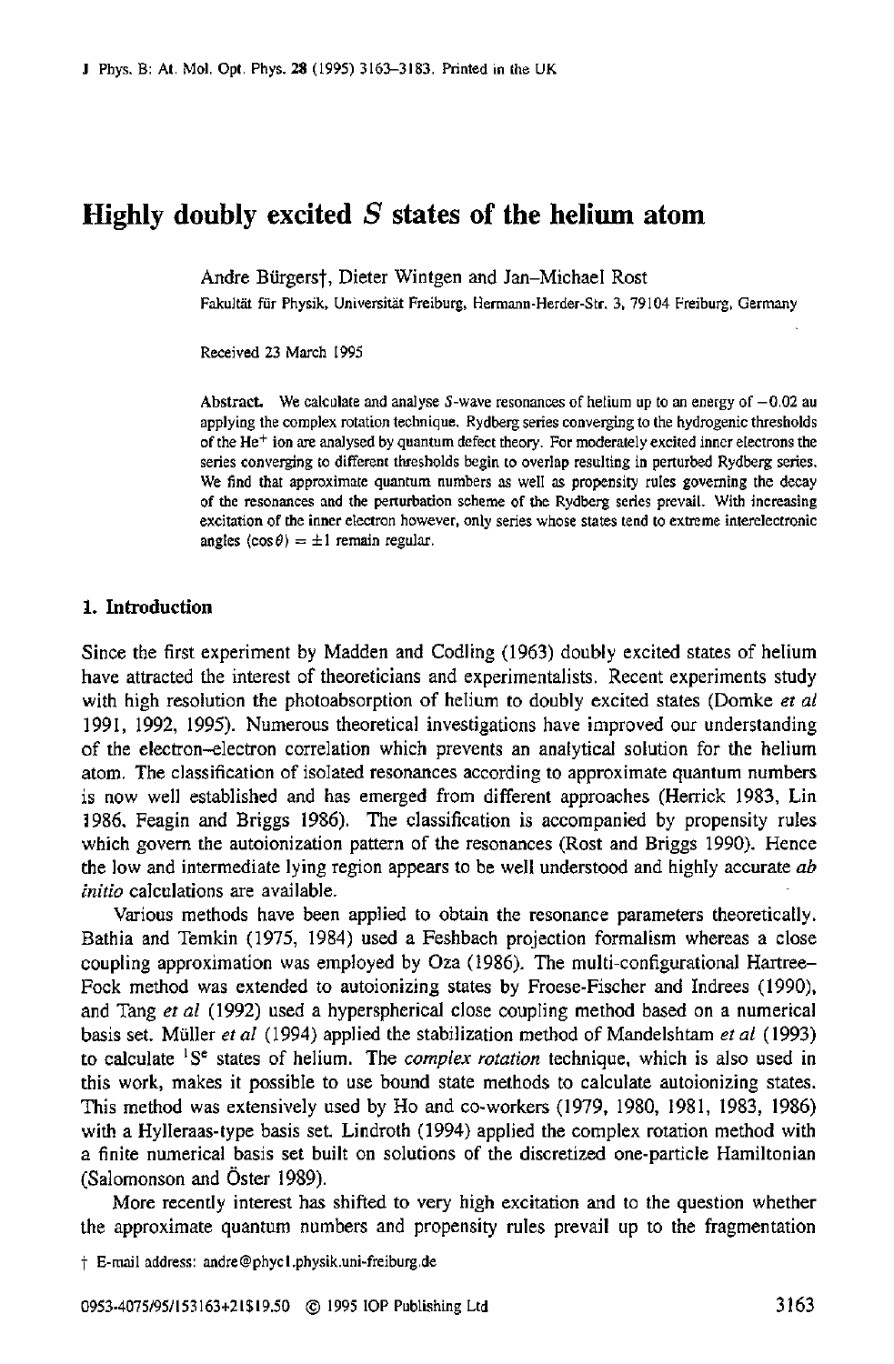# Highly doubly excited $S$ states of the helium atom

Andre Bürgers†, Dieter Wintgen and Jan–Michael Rost

Fakultät für Physik, Universität Freiburg, Hermann-Herder-Str. 3, 79104 Freiburg, Germany

Received 23 March 1995

**Abstract.** We calculate and analyse $S$-wave resonances of helium up to an energy of $-0.02$ au applying the complex rotation technique. Rydberg series converging to the hydrogenic thresholds of the $He^+$ ion are analysed by quantum defect theory. For moderately excited inner electrons the series converging to different thresholds begin to overlap resulting in perturbed Rydberg series. We find that approximate quantum numbers as well as propensity rules governing the decay of the resonances and the perturbation scheme of the Rydberg series prevail. With increasing excitation of the inner electron however, only series whose states tend to extreme interelectronic angles $\langle\cos\theta\rangle = \pm 1$ remain regular.

## 1. Introduction

Since the first experiment by Madden and Codling (1963) doubly excited states of helium have attracted the interest of theoreticians and experimentalists. Recent experiments study with high resolution the photoabsorption of helium to doubly excited states (Domke *et al* 1991, 1992, 1995). Numerous theoretical investigations have improved our understanding of the electron–electron correlation which prevents an analytical solution for the helium atom. The classification of isolated resonances according to approximate quantum numbers is now well established and has emerged from different approaches (Herrick 1983, Lin 1986, Feagin and Briggs 1986). The classification is accompanied by propensity rules which govern the autoionization pattern of the resonances (Rost and Briggs 1990). Hence the low and intermediate lying region appears to be well understood and highly accurate *ab initio* calculations are available.

Various methods have been applied to obtain the resonance parameters theoretically. Bathia and Temkin (1975, 1984) used a Feshbach projection formalism whereas a close coupling approximation was employed by Oza (1986). The multi-configurational Hartree–Fock method was extended to autoionizing states by Froese-Fischer and Indrees (1990), and Tang *et al* (1992) used a hyperspherical close coupling method based on a numerical basis set. Müller *et al* (1994) applied the stabilization method of Mandelshtam *et al* (1993) to calculate $^1S^e$ states of helium. The *complex rotation* technique, which is also used in this work, makes it possible to use bound state methods to calculate autoionizing states. This method was extensively used by Ho and co-workers (1979, 1980, 1981, 1983, 1986) with a Hylleraas-type basis set. Lindroth (1994) applied the complex rotation method with a finite numerical basis set built on solutions of the discretized one-particle Hamiltonian (Salomonson and Öster 1989).

More recently interest has shifted to very high excitation and to the question whether the approximate quantum numbers and propensity rules prevail up to the fragmentation

† E-mail address: andre@phyc1.physik.uni-freiburg.de

0953-4075/95/153163+21$19.50 © 1995 IOP Publishing Ltd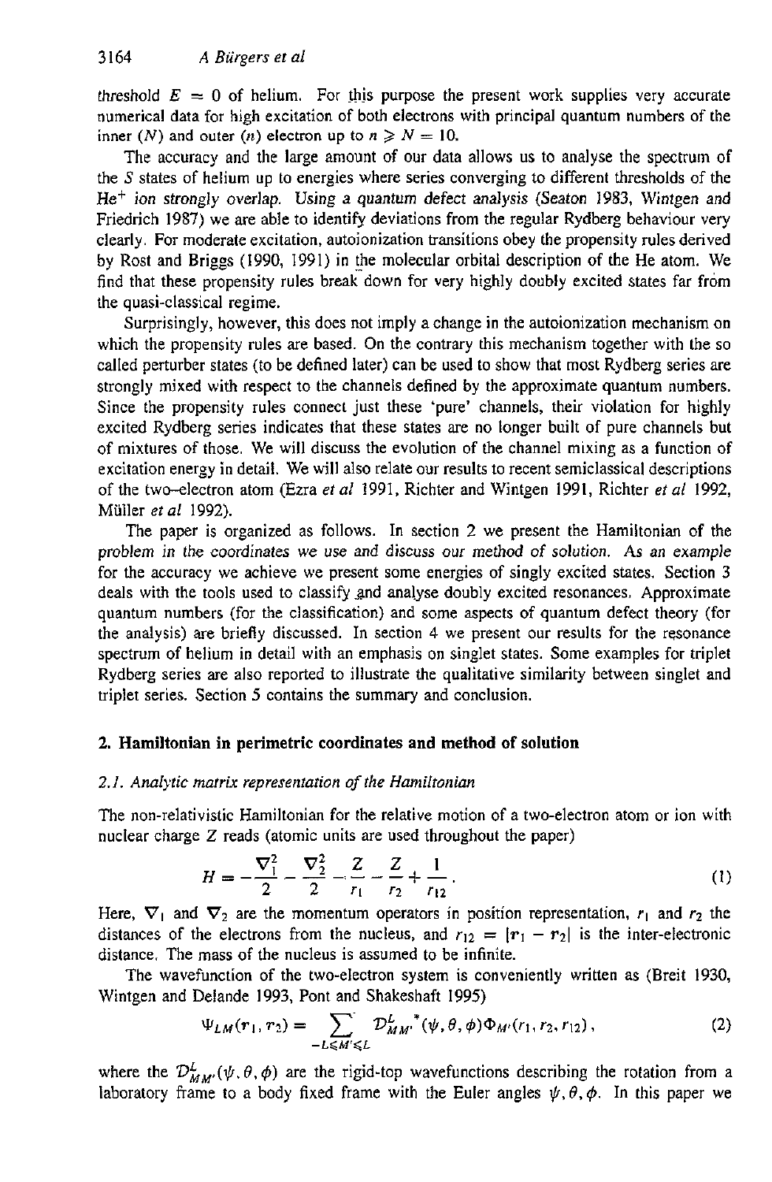threshold $E = 0$ of helium. For this purpose the present work supplies very accurate numerical data for high excitation of both electrons with principal quantum numbers of the inner ($N$) and outer ($n$) electron up to $n \geqslant N = 10$.

The accuracy and the large amount of our data allows us to analyse the spectrum of the $S$ states of helium up to energies where series converging to different thresholds of the $He^+$ ion strongly overlap. Using a quantum defect analysis (Seaton 1983, Wintgen and Friedrich 1987) we are able to identify deviations from the regular Rydberg behaviour very clearly. For moderate excitation, autoionization transitions obey the propensity rules derived by Rost and Briggs (1990, 1991) in the molecular orbital description of the He atom. We find that these propensity rules break down for very highly doubly excited states far from the quasi-classical regime.

Surprisingly, however, this does not imply a change in the autoionization mechanism on which the propensity rules are based. On the contrary this mechanism together with the so called perturber states (to be defined later) can be used to show that most Rydberg series are strongly mixed with respect to the channels defined by the approximate quantum numbers. Since the propensity rules connect just these 'pure' channels, their violation for highly excited Rydberg series indicates that these states are no longer built of pure channels but of mixtures of those. We will discuss the evolution of the channel mixing as a function of excitation energy in detail. We will also relate our results to recent semiclassical descriptions of the two-electron atom (Ezra *et al* 1991, Richter and Wintgen 1991, Richter *et al* 1992, Müller *et al* 1992).

The paper is organized as follows. In section 2 we present the Hamiltonian of the problem in the coordinates we use and discuss our method of solution. As an example for the accuracy we achieve we present some energies of singly excited states. Section 3 deals with the tools used to classify and analyse doubly excited resonances. Approximate quantum numbers (for the classification) and some aspects of quantum defect theory (for the analysis) are briefly discussed. In section 4 we present our results for the resonance spectrum of helium in detail with an emphasis on singlet states. Some examples for triplet Rydberg series are also reported to illustrate the qualitative similarity between singlet and triplet series. Section 5 contains the summary and conclusion.

## 2. Hamiltonian in perimetric coordinates and method of solution

### 2.1. Analytic matrix representation of the Hamiltonian

The non-relativistic Hamiltonian for the relative motion of a two-electron atom or ion with nuclear charge $Z$ reads (atomic units are used throughout the paper)

$$H = -\frac{\nabla_1^2}{2} - \frac{\nabla_2^2}{2} - \frac{Z}{r_1} - \frac{Z}{r_2} + \frac{1}{r_{12}}\,. \tag{1}$$

Here, $\nabla_1$ and $\nabla_2$ are the momentum operators in position representation, $r_1$ and $r_2$ the distances of the electrons from the nucleus, and $r_{12} = |\mathbf{r}_1 - \mathbf{r}_2|$ is the inter-electronic distance. The mass of the nucleus is assumed to be infinite.

The wavefunction of the two-electron system is conveniently written as (Breit 1930, Wintgen and Delande 1993, Pont and Shakeshaft 1995)

$$\Psi_{LM}(\mathbf{r}_1, \mathbf{r}_2) = \sum_{-L \leqslant M' \leqslant L} \mathcal{D}^{L\,*}_{MM'}(\psi, \theta, \phi)\,\Phi_{M'}(r_1, r_2, r_{12})\,, \tag{2}$$

where the $\mathcal{D}^{L}_{MM'}(\psi, \theta, \phi)$ are the rigid-top wavefunctions describing the rotation from a laboratory frame to a body fixed frame with the Euler angles $\psi, \theta, \phi$. In this paper we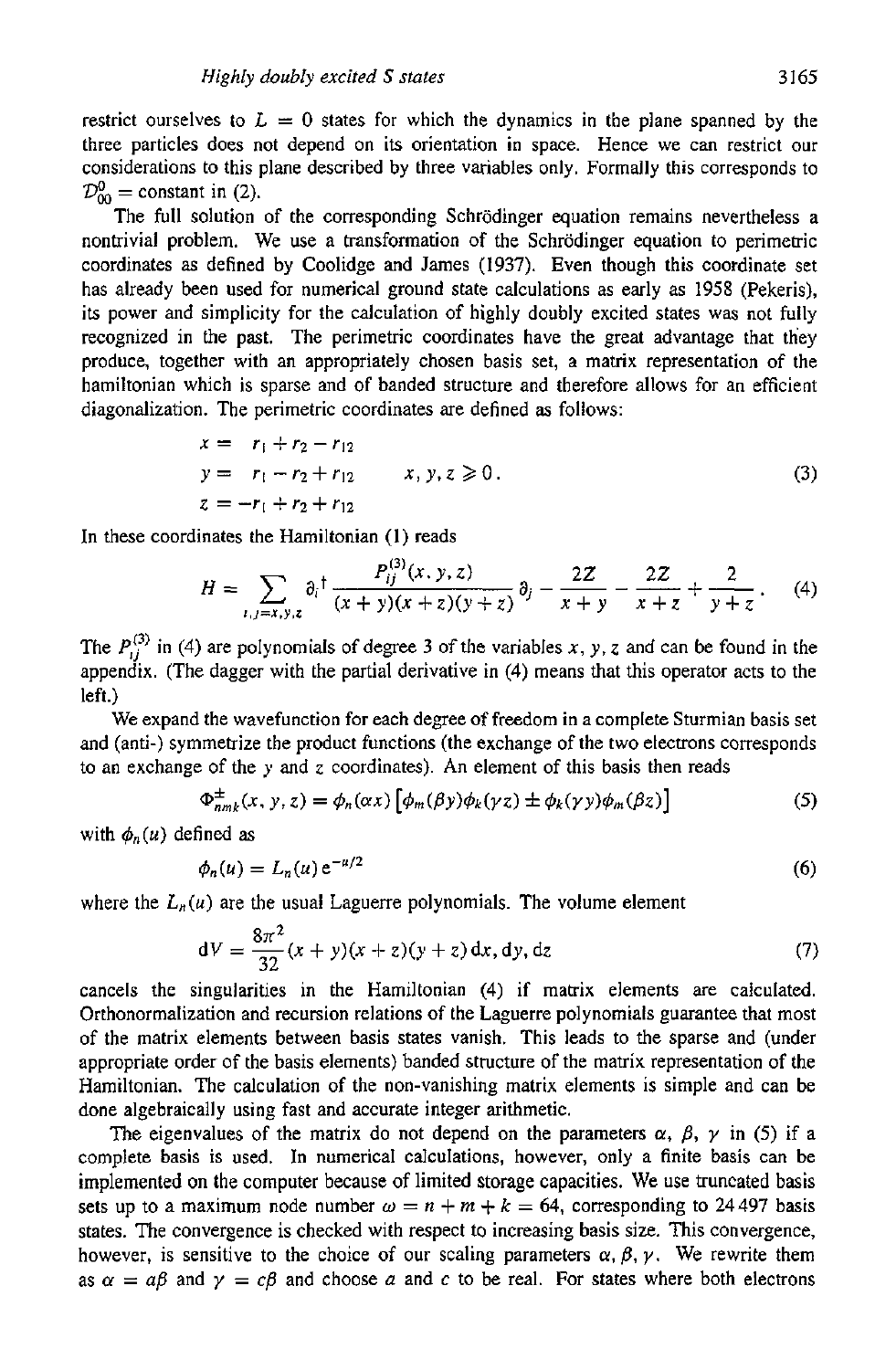restrict ourselves to $L = 0$ states for which the dynamics in the plane spanned by the three particles does not depend on its orientation in space. Hence we can restrict our considerations to this plane described by three variables only. Formally this corresponds to $\mathcal{D}^0_{00} = \text{constant}$ in (2).

The full solution of the corresponding Schrödinger equation remains nevertheless a nontrivial problem. We use a transformation of the Schrödinger equation to perimetric coordinates as defined by Coolidge and James (1937). Even though this coordinate set has already been used for numerical ground state calculations as early as 1958 (Pekeris), its power and simplicity for the calculation of highly doubly excited states was not fully recognized in the past. The perimetric coordinates have the great advantage that they produce, together with an appropriately chosen basis set, a matrix representation of the hamiltonian which is sparse and of banded structure and therefore allows for an efficient diagonalization. The perimetric coordinates are defined as follows:

$$
\begin{aligned}
x &= \phantom{-}r_1 + r_2 - r_{12} \\
y &= \phantom{-}r_1 - r_2 + r_{12} \qquad x, y, z \geqslant 0 . \\
z &= -r_1 + r_2 + r_{12}
\end{aligned}
\tag{3}
$$

In these coordinates the Hamiltonian (1) reads

$$
H = \sum_{i,j=x,y,z} \partial_i{}^{\dagger} \frac{P_{ij}^{(3)}(x, y, z)}{(x+y)(x+z)(y+z)} \partial_j - \frac{2Z}{x+y} - \frac{2Z}{x+z} + \frac{2}{y+z} . \tag{4}
$$

The $P_{ij}^{(3)}$ in (4) are polynomials of degree 3 of the variables $x$, $y$, $z$ and can be found in the appendix. (The dagger with the partial derivative in (4) means that this operator acts to the left.)

We expand the wavefunction for each degree of freedom in a complete Sturmian basis set and (anti-) symmetrize the product functions (the exchange of the two electrons corresponds to an exchange of the $y$ and $z$ coordinates). An element of this basis then reads

$$
\Phi^{\pm}_{nmk}(x, y, z) = \phi_n(\alpha x)\left[\phi_m(\beta y)\phi_k(\gamma z) \pm \phi_k(\gamma y)\phi_m(\beta z)\right] \tag{5}
$$

with $\phi_n(u)$ defined as

$$
\phi_n(u) = L_n(u)\,\mathrm{e}^{-u/2} \tag{6}
$$

where the $L_n(u)$ are the usual Laguerre polynomials. The volume element

$$
\mathrm{d}V = \frac{8\pi^2}{32}(x+y)(x+z)(y+z)\,\mathrm{d}x, \mathrm{d}y, \mathrm{d}z \tag{7}
$$

cancels the singularities in the Hamiltonian (4) if matrix elements are calculated. Orthonormalization and recursion relations of the Laguerre polynomials guarantee that most of the matrix elements between basis states vanish. This leads to the sparse and (under appropriate order of the basis elements) banded structure of the matrix representation of the Hamiltonian. The calculation of the non-vanishing matrix elements is simple and can be done algebraically using fast and accurate integer arithmetic.

The eigenvalues of the matrix do not depend on the parameters $\alpha$, $\beta$, $\gamma$ in (5) if a complete basis is used. In numerical calculations, however, only a finite basis can be implemented on the computer because of limited storage capacities. We use truncated basis sets up to a maximum node number $\omega = n + m + k = 64$, corresponding to 24 497 basis states. The convergence is checked with respect to increasing basis size. This convergence, however, is sensitive to the choice of our scaling parameters $\alpha$, $\beta$, $\gamma$. We rewrite them as $\alpha = a\beta$ and $\gamma = c\beta$ and choose $a$ and $c$ to be real. For states where both electrons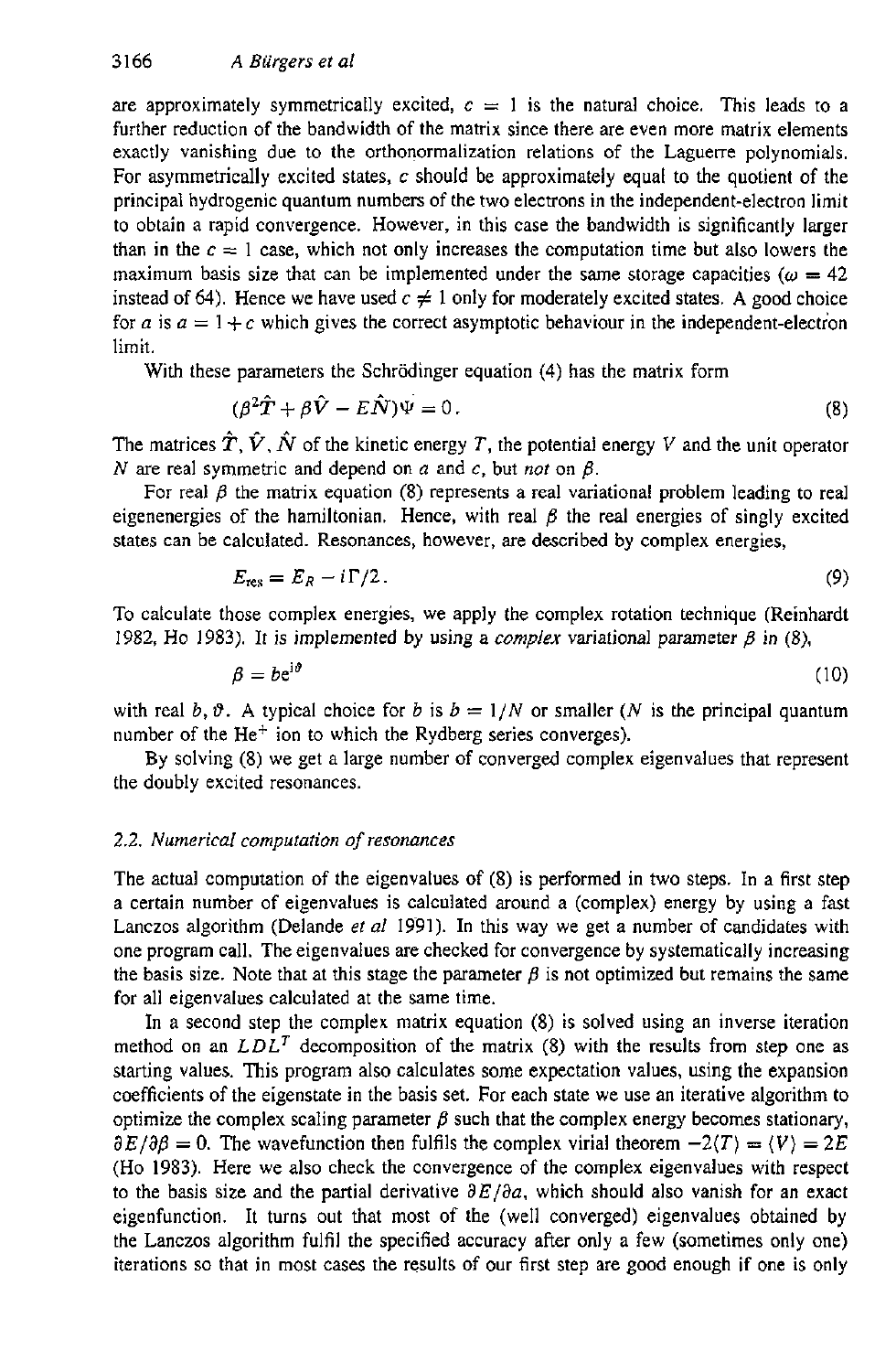are approximately symmetrically excited, $c = 1$ is the natural choice. This leads to a further reduction of the bandwidth of the matrix since there are even more matrix elements exactly vanishing due to the orthonormalization relations of the Laguerre polynomials. For asymmetrically excited states, $c$ should be approximately equal to the quotient of the principal hydrogenic quantum numbers of the two electrons in the independent-electron limit to obtain a rapid convergence. However, in this case the bandwidth is significantly larger than in the $c = 1$ case, which not only increases the computation time but also lowers the maximum basis size that can be implemented under the same storage capacities ($\omega = 42$ instead of 64). Hence we have used $c \neq 1$ only for moderately excited states. A good choice for $a$ is $a = 1 + c$ which gives the correct asymptotic behaviour in the independent-electron limit.

With these parameters the Schrödinger equation (4) has the matrix form

$$(\beta^2 \hat{T} + \beta \hat{V} - E\hat{N})\Psi = 0. \tag{8}$$

The matrices $\hat{T}$, $\hat{V}$, $\hat{N}$ of the kinetic energy $T$, the potential energy $V$ and the unit operator $N$ are real symmetric and depend on $a$ and $c$, but *not* on $\beta$.

For real $\beta$ the matrix equation (8) represents a real variational problem leading to real eigenenergies of the hamiltonian. Hence, with real $\beta$ the real energies of singly excited states can be calculated. Resonances, however, are described by complex energies,

$$E_{\rm res} = E_R - i\Gamma/2. \tag{9}$$

To calculate those complex energies, we apply the complex rotation technique (Reinhardt 1982, Ho 1983). It is implemented by using a *complex* variational parameter $\beta$ in (8),

$$\beta = b e^{i\vartheta} \tag{10}$$

with real $b$, $\vartheta$. A typical choice for $b$ is $b = 1/N$ or smaller ($N$ is the principal quantum number of the $He^+$ ion to which the Rydberg series converges).

By solving (8) we get a large number of converged complex eigenvalues that represent the doubly excited resonances.

### 2.2. Numerical computation of resonances

The actual computation of the eigenvalues of (8) is performed in two steps. In a first step a certain number of eigenvalues is calculated around a (complex) energy by using a fast Lanczos algorithm (Delande *et al* 1991). In this way we get a number of candidates with one program call. The eigenvalues are checked for convergence by systematically increasing the basis size. Note that at this stage the parameter $\beta$ is not optimized but remains the same for all eigenvalues calculated at the same time.

In a second step the complex matrix equation (8) is solved using an inverse iteration method on an $LDL^T$ decomposition of the matrix (8) with the results from step one as starting values. This program also calculates some expectation values, using the expansion coefficients of the eigenstate in the basis set. For each state we use an iterative algorithm to optimize the complex scaling parameter $\beta$ such that the complex energy becomes stationary, $\partial E/\partial\beta = 0$. The wavefunction then fulfils the complex virial theorem $-2\langle T\rangle = \langle V\rangle = 2E$ (Ho 1983). Here we also check the convergence of the complex eigenvalues with respect to the basis size and the partial derivative $\partial E/\partial a$, which should also vanish for an exact eigenfunction. It turns out that most of the (well converged) eigenvalues obtained by the Lanczos algorithm fulfil the specified accuracy after only a few (sometimes only one) iterations so that in most cases the results of our first step are good enough if one is only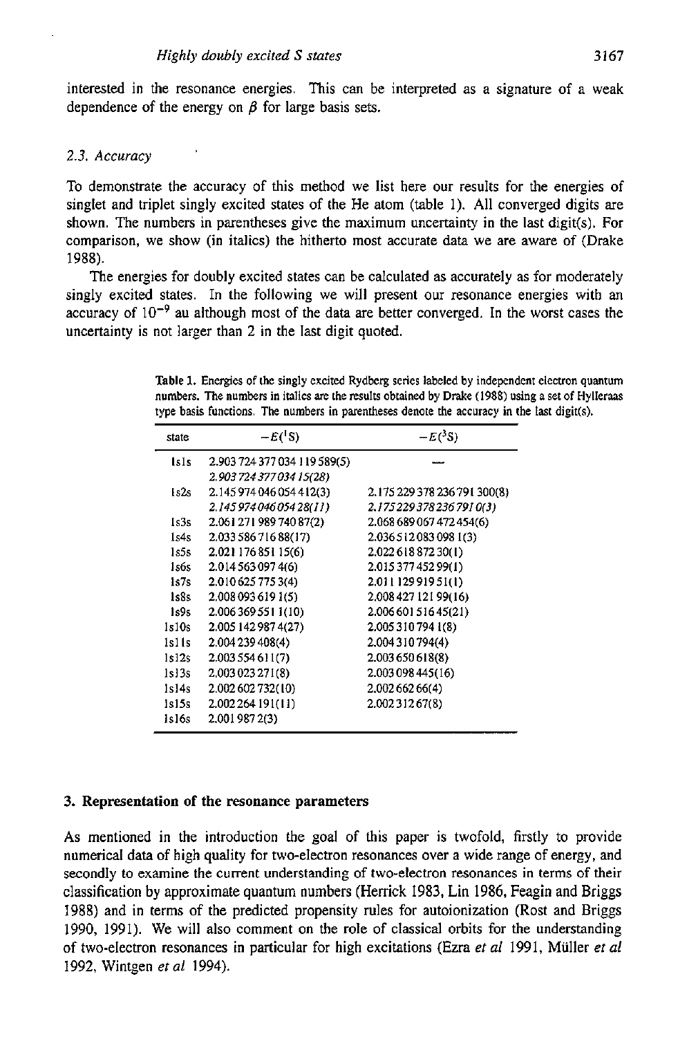interested in the resonance energies. This can be interpreted as a signature of a weak dependence of the energy on $\beta$ for large basis sets.

### 2.3. Accuracy

To demonstrate the accuracy of this method we list here our results for the energies of singlet and triplet singly excited states of the He atom (table 1). All converged digits are shown. The numbers in parentheses give the maximum uncertainty in the last digit(s). For comparison, we show (in italics) the hitherto most accurate data we are aware of (Drake 1988).

The energies for doubly excited states can be calculated as accurately as for moderately singly excited states. In the following we will present our resonance energies with an accuracy of $10^{-9}$ au although most of the data are better converged. In the worst cases the uncertainty is not larger than 2 in the last digit quoted.

**Table 1.** Energies of the singly excited Rydberg series labeled by independent electron quantum numbers. The numbers in italics are the results obtained by Drake (1988) using a set of Hylleraas type basis functions. The numbers in parentheses denote the accuracy in the last digit(s).

| state | $-E(^1\text{S})$ | $-E(^3\text{S})$ |
|---|---|---|
| 1s1s | 2.903 724 377 034 119 589(5) | — |
| | *2.903 724 377 034 15(28)* | |
| 1s2s | 2.145 974 046 054 412(3) | 2.175 229 378 236 791 300(8) |
| | *2.145 974 046 054 28(11)* | *2.175 229 378 236 791 0(3)* |
| 1s3s | 2.061 271 989 740 87(2) | 2.068 689 067 472 454(6) |
| 1s4s | 2.033 586 716 88(17) | 2.036 512 083 098 1(3) |
| 1s5s | 2.021 176 851 15(6) | 2.022 618 872 30(1) |
| 1s6s | 2.014 563 097 4(6) | 2.015 377 452 99(1) |
| 1s7s | 2.010 625 775 3(4) | 2.011 129 919 51(1) |
| 1s8s | 2.008 093 619 1(5) | 2.008 427 121 99(16) |
| 1s9s | 2.006 369 551 1(10) | 2.006 601 516 45(21) |
| 1s10s | 2.005 142 987 4(27) | 2.005 310 794 1(8) |
| 1s11s | 2.004 239 408(4) | 2.004 310 794(4) |
| 1s12s | 2.003 554 611(7) | 2.003 650 618(8) |
| 1s13s | 2.003 023 271(8) | 2.003 098 445(16) |
| 1s14s | 2.002 602 732(10) | 2.002 662 66(4) |
| 1s15s | 2.002 264 191(11) | 2.002 312 67(8) |
| 1s16s | 2.001 987 2(3) | |

## 3. Representation of the resonance parameters

As mentioned in the introduction the goal of this paper is twofold, firstly to provide numerical data of high quality for two-electron resonances over a wide range of energy, and secondly to examine the current understanding of two-electron resonances in terms of their classification by approximate quantum numbers (Herrick 1983, Lin 1986, Feagin and Briggs 1988) and in terms of the predicted propensity rules for autoionization (Rost and Briggs 1990, 1991). We will also comment on the role of classical orbits for the understanding of two-electron resonances in particular for high excitations (Ezra *et al* 1991, Müller *et al* 1992, Wintgen *et al* 1994).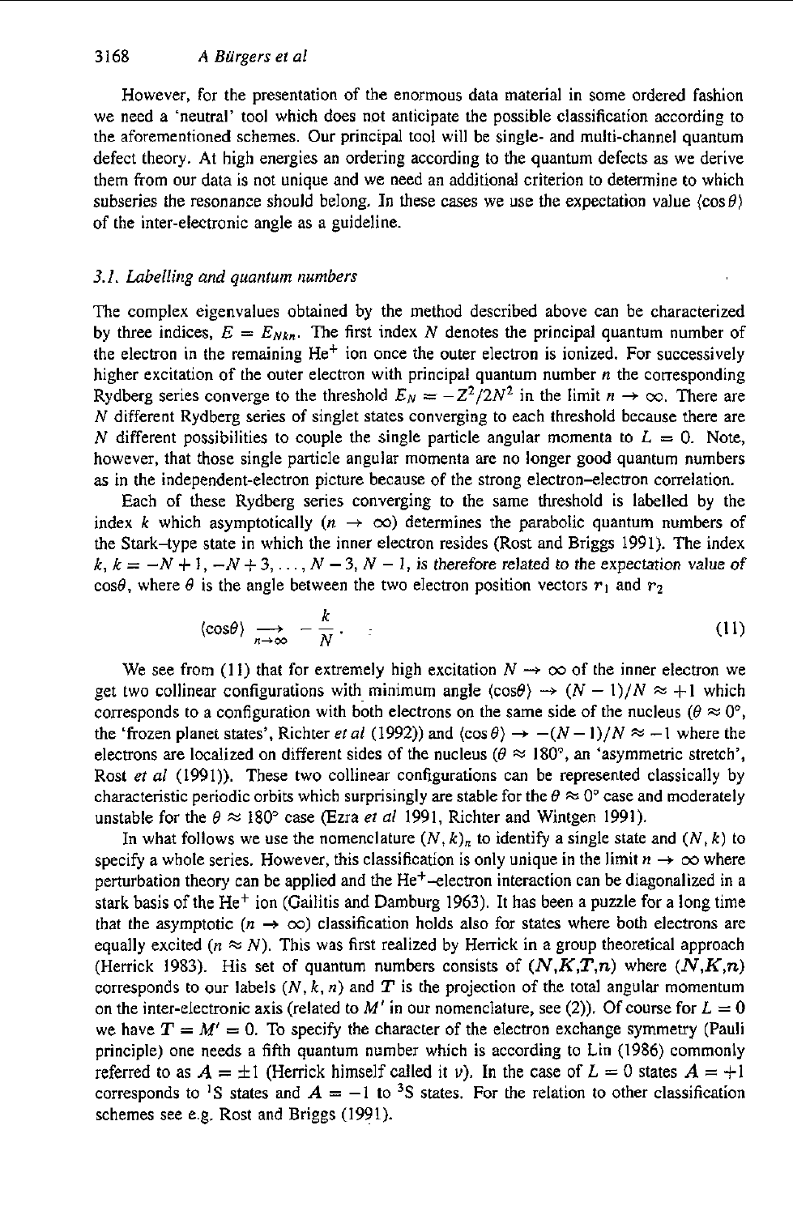However, for the presentation of the enormous data material in some ordered fashion we need a 'neutral' tool which does not anticipate the possible classification according to the aforementioned schemes. Our principal tool will be single- and multi-channel quantum defect theory. At high energies an ordering according to the quantum defects as we derive them from our data is not unique and we need an additional criterion to determine to which subseries the resonance should belong. In these cases we use the expectation value $\langle\cos\theta\rangle$ of the inter-electronic angle as a guideline.

### *3.1. Labelling and quantum numbers*

The complex eigenvalues obtained by the method described above can be characterized by three indices, $E = E_{Nkn}$. The first index $N$ denotes the principal quantum number of the electron in the remaining $He^+$ ion once the outer electron is ionized. For successively higher excitation of the outer electron with principal quantum number $n$ the corresponding Rydberg series converge to the threshold $E_N = -Z^2/2N^2$ in the limit $n \to \infty$. There are $N$ different Rydberg series of singlet states converging to each threshold because there are $N$ different possibilities to couple the single particle angular momenta to $L = 0$. Note, however, that those single particle angular momenta are no longer good quantum numbers as in the independent-electron picture because of the strong electron–electron correlation.

Each of these Rydberg series converging to the same threshold is labelled by the index $k$ which asymptotically ($n \to \infty$) determines the parabolic quantum numbers of the Stark–type state in which the inner electron resides (Rost and Briggs 1991). The index $k$, $k = -N+1, -N+3, \ldots, N-3, N-1$, *is therefore related to the expectation value of* $\cos\theta$, where $\theta$ is the angle between the two electron position vectors $\boldsymbol{r}_1$ and $\boldsymbol{r}_2$

$$\langle\cos\theta\rangle \underset{n\to\infty}{\longrightarrow} -\frac{k}{N}. \tag{11}$$

We see from (11) that for extremely high excitation $N \to \infty$ of the inner electron we get two collinear configurations with minimum angle $\langle\cos\theta\rangle \to (N-1)/N \approx +1$ which corresponds to a configuration with both electrons on the same side of the nucleus ($\theta \approx 0°$, the 'frozen planet states', Richter *et al* (1992)) and $\langle\cos\theta\rangle \to -(N-1)/N \approx -1$ where the electrons are localized on different sides of the nucleus ($\theta \approx 180°$, an 'asymmetric stretch', Rost *et al* (1991)). These two collinear configurations can be represented classically by characteristic periodic orbits which surprisingly are stable for the $\theta \approx 0°$ case and moderately unstable for the $\theta \approx 180°$ case (Ezra *et al* 1991, Richter and Wintgen 1991).

In what follows we use the nomenclature $(N, k)_n$ to identify a single state and $(N, k)$ to specify a whole series. However, this classification is only unique in the limit $n \to \infty$ where perturbation theory can be applied and the $He^+$–electron interaction can be diagonalized in a stark basis of the $He^+$ ion (Gailitis and Damburg 1963). It has been a puzzle for a long time that the asymptotic ($n \to \infty$) classification holds also for states where both electrons are equally excited ($n \approx N$). This was first realized by Herrick in a group theoretical approach (Herrick 1983). His set of quantum numbers consists of $(\boldsymbol{N},\boldsymbol{K},\boldsymbol{T},\boldsymbol{n})$ where $(\boldsymbol{N},\boldsymbol{K},\boldsymbol{n})$ corresponds to our labels $(N, k, n)$ and $\boldsymbol{T}$ is the projection of the total angular momentum on the inter-electronic axis (related to $M'$ in our nomenclature, see (2)). Of course for $L = 0$ we have $\boldsymbol{T} = M' = 0$. To specify the character of the electron exchange symmetry (Pauli principle) one needs a fifth quantum number which is according to Lin (1986) commonly referred to as $\boldsymbol{A} = \pm 1$ (Herrick himself called it $\nu$). In the case of $L = 0$ states $\boldsymbol{A} = +1$ corresponds to $^1S$ states and $\boldsymbol{A} = -1$ to $^3S$ states. For the relation to other classification schemes see e.g. Rost and Briggs (1991).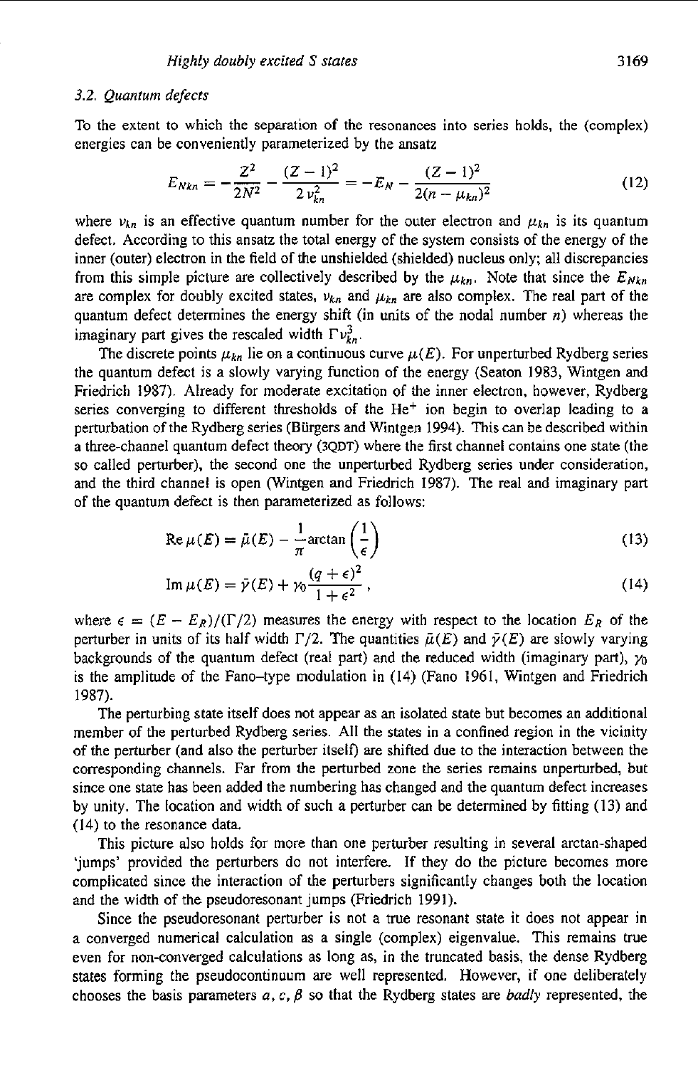### 3.2. Quantum defects

To the extent to which the separation of the resonances into series holds, the (complex) energies can be conveniently parameterized by the ansatz

$$E_{Nkn} = -\frac{Z^2}{2N^2} - \frac{(Z-1)^2}{2\,\nu_{kn}^2} = -E_N - \frac{(Z-1)^2}{2(n-\mu_{kn})^2} \tag{12}$$

where $\nu_{kn}$ is an effective quantum number for the outer electron and $\mu_{kn}$ is its quantum defect. According to this ansatz the total energy of the system consists of the energy of the inner (outer) electron in the field of the unshielded (shielded) nucleus only; all discrepancies from this simple picture are collectively described by the $\mu_{kn}$. Note that since the $E_{Nkn}$ are complex for doubly excited states, $\nu_{kn}$ and $\mu_{kn}$ are also complex. The real part of the quantum defect determines the energy shift (in units of the nodal number $n$) whereas the imaginary part gives the rescaled width $\Gamma\nu_{kn}^3$.

The discrete points $\mu_{kn}$ lie on a continuous curve $\mu(E)$. For unperturbed Rydberg series the quantum defect is a slowly varying function of the energy (Seaton 1983, Wintgen and Friedrich 1987). Already for moderate excitation of the inner electron, however, Rydberg series converging to different thresholds of the $He^+$ ion begin to overlap leading to a perturbation of the Rydberg series (Bürgers and Wintgen 1994). This can be described within a three-channel quantum defect theory (3QDT) where the first channel contains one state (the so called perturber), the second one the unperturbed Rydberg series under consideration, and the third channel is open (Wintgen and Friedrich 1987). The real and imaginary part of the quantum defect is then parameterized as follows:

$$\operatorname{Re}\mu(E) = \bar{\mu}(E) - \frac{1}{\pi}\arctan\left(\frac{1}{\epsilon}\right) \tag{13}$$

$$\operatorname{Im}\mu(E) = \bar{\gamma}(E) + \gamma_0\frac{(q+\epsilon)^2}{1+\epsilon^2}\,, \tag{14}$$

where $\epsilon = (E - E_R)/(\Gamma/2)$ measures the energy with respect to the location $E_R$ of the perturber in units of its half width $\Gamma/2$. The quantities $\bar{\mu}(E)$ and $\bar{\gamma}(E)$ are slowly varying backgrounds of the quantum defect (real part) and the reduced width (imaginary part), $\gamma_0$ is the amplitude of the Fano–type modulation in (14) (Fano 1961, Wintgen and Friedrich 1987).

The perturbing state itself does not appear as an isolated state but becomes an additional member of the perturbed Rydberg series. All the states in a confined region in the vicinity of the perturber (and also the perturber itself) are shifted due to the interaction between the corresponding channels. Far from the perturbed zone the series remains unperturbed, but since one state has been added the numbering has changed and the quantum defect increases by unity. The location and width of such a perturber can be determined by fitting (13) and (14) to the resonance data.

This picture also holds for more than one perturber resulting in several arctan-shaped 'jumps' provided the perturbers do not interfere. If they do the picture becomes more complicated since the interaction of the perturbers significantly changes both the location and the width of the pseudoresonant jumps (Friedrich 1991).

Since the pseudoresonant perturber is not a true resonant state it does not appear in a converged numerical calculation as a single (complex) eigenvalue. This remains true even for non-converged calculations as long as, in the truncated basis, the dense Rydberg states forming the pseudocontinuum are well represented. However, if one deliberately chooses the basis parameters $a, c, \beta$ so that the Rydberg states are *badly* represented, the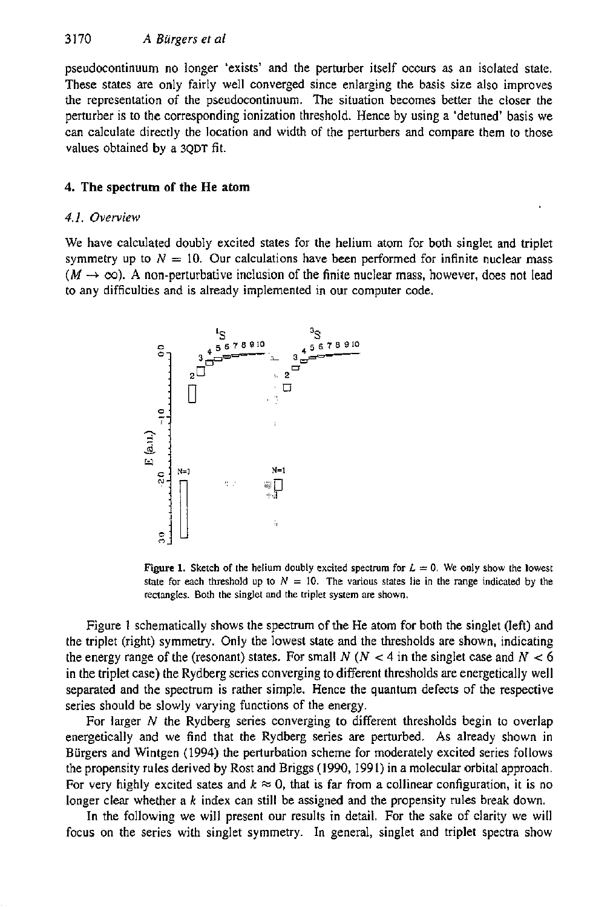pseudocontinuum no longer 'exists' and the perturber itself occurs as an isolated state. These states are only fairly well converged since enlarging the basis size also improves the representation of the pseudocontinuum. The situation becomes better the closer the perturber is to the corresponding ionization threshold. Hence by using a 'detuned' basis we can calculate directly the location and width of the perturbers and compare them to those values obtained by a 3QDT fit.

## 4. The spectrum of the He atom

### 4.1. Overview

We have calculated doubly excited states for the helium atom for both singlet and triplet symmetry up to $N = 10$. Our calculations have been performed for infinite nuclear mass ($M \to \infty$). A non-perturbative inclusion of the finite nuclear mass, however, does not lead to any difficulties and is already implemented in our computer code.

**Figure 1.** Sketch of the helium doubly excited spectrum for $L = 0$. We only show the lowest state for each threshold up to $N = 10$. The various states lie in the range indicated by the rectangles. Both the singlet and the triplet system are shown.

Figure 1 schematically shows the spectrum of the He atom for both the singlet (left) and the triplet (right) symmetry. Only the lowest state and the thresholds are shown, indicating the energy range of the (resonant) states. For small $N$ ($N < 4$ in the singlet case and $N < 6$ in the triplet case) the Rydberg series converging to different thresholds are energetically well separated and the spectrum is rather simple. Hence the quantum defects of the respective series should be slowly varying functions of the energy.

For larger $N$ the Rydberg series converging to different thresholds begin to overlap energetically and we find that the Rydberg series are perturbed. As already shown in Bürgers and Wintgen (1994) the perturbation scheme for moderately excited series follows the propensity rules derived by Rost and Briggs (1990, 1991) in a molecular orbital approach. For very highly excited sates and $k \approx 0$, that is far from a collinear configuration, it is no longer clear whether a $k$ index can still be assigned and the propensity rules break down.

In the following we will present our results in detail. For the sake of clarity we will focus on the series with singlet symmetry. In general, singlet and triplet spectra show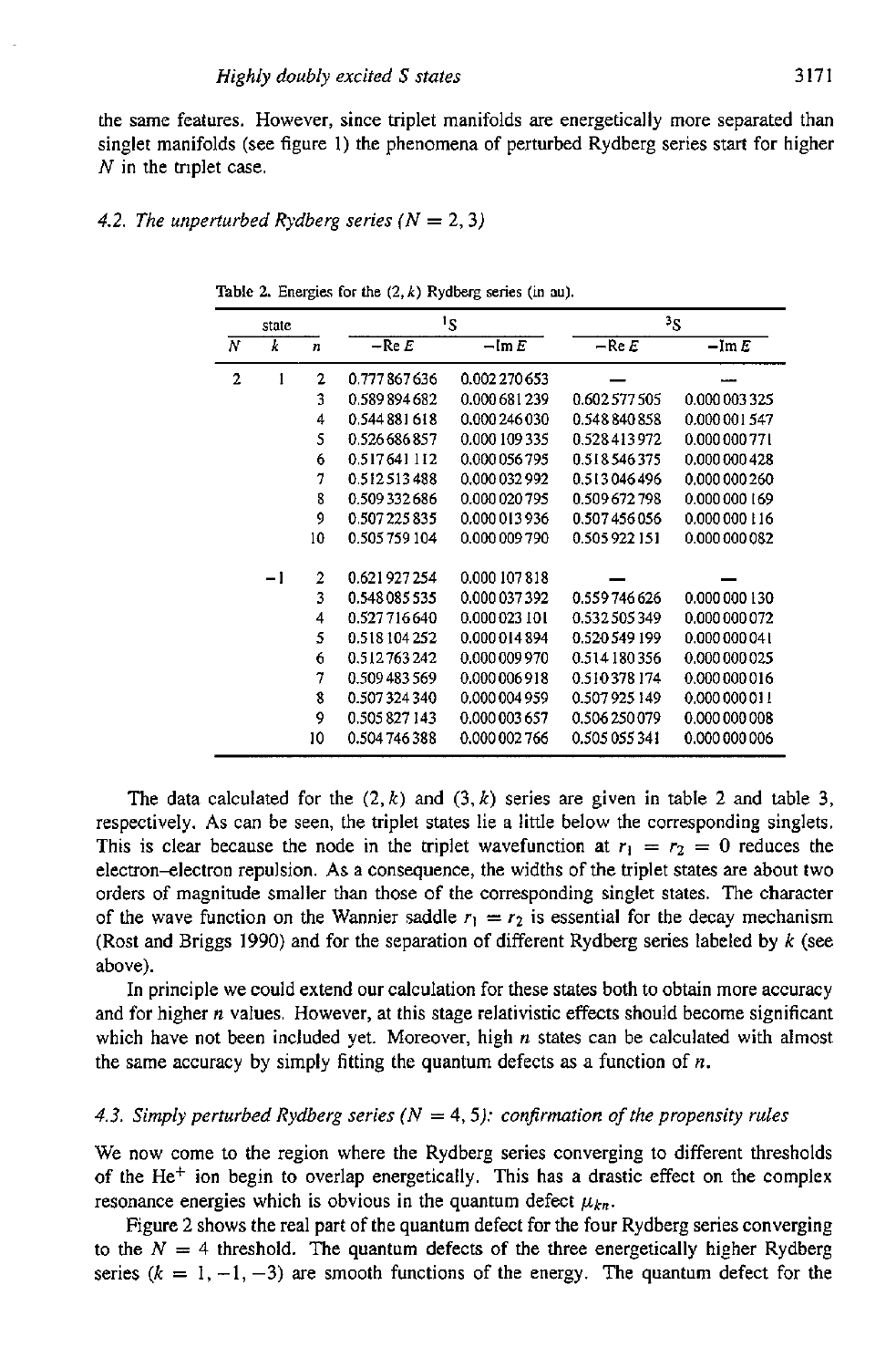the same features. However, since triplet manifolds are energetically more separated than singlet manifolds (see figure 1) the phenomena of perturbed Rydberg series start for higher $N$ in the triplet case.

### 4.2. *The unperturbed Rydberg series ($N = 2, 3$)*

Table 2. Energies for the $(2, k)$ Rydberg series (in au).

| state | | | $^1$S | | $^3$S | |
|---|---|---|---|---|---|---|
| $N$ | $k$ | $n$ | $-\mathrm{Re}\,E$ | $-\mathrm{Im}\,E$ | $-\mathrm{Re}\,E$ | $-\mathrm{Im}\,E$ |
| 2 | 1 | 2 | 0.777 867 636 | 0.002 270 653 | — | — |
| | | 3 | 0.589 894 682 | 0.000 681 239 | 0.602 577 505 | 0.000 003 325 |
| | | 4 | 0.544 881 618 | 0.000 246 030 | 0.548 840 858 | 0.000 001 547 |
| | | 5 | 0.526 686 857 | 0.000 109 335 | 0.528 413 972 | 0.000 000 771 |
| | | 6 | 0.517 641 112 | 0.000 056 795 | 0.518 546 375 | 0.000 000 428 |
| | | 7 | 0.512 513 488 | 0.000 032 992 | 0.513 046 496 | 0.000 000 260 |
| | | 8 | 0.509 332 686 | 0.000 020 795 | 0.509 672 798 | 0.000 000 169 |
| | | 9 | 0.507 225 835 | 0.000 013 936 | 0.507 456 056 | 0.000 000 116 |
| | | 10 | 0.505 759 104 | 0.000 009 790 | 0.505 922 151 | 0.000 000 082 |
| | −1 | 2 | 0.621 927 254 | 0.000 107 818 | — | — |
| | | 3 | 0.548 085 535 | 0.000 037 392 | 0.559 746 626 | 0.000 000 130 |
| | | 4 | 0.527 716 640 | 0.000 023 101 | 0.532 505 349 | 0.000 000 072 |
| | | 5 | 0.518 104 252 | 0.000 014 894 | 0.520 549 199 | 0.000 000 041 |
| | | 6 | 0.512 763 242 | 0.000 009 970 | 0.514 180 356 | 0.000 000 025 |
| | | 7 | 0.509 483 569 | 0.000 006 918 | 0.510 378 174 | 0.000 000 016 |
| | | 8 | 0.507 324 340 | 0.000 004 959 | 0.507 925 149 | 0.000 000 011 |
| | | 9 | 0.505 827 143 | 0.000 003 657 | 0.506 250 079 | 0.000 000 008 |
| | | 10 | 0.504 746 388 | 0.000 002 766 | 0.505 055 341 | 0.000 000 006 |

The data calculated for the $(2, k)$ and $(3, k)$ series are given in table 2 and table 3, respectively. As can be seen, the triplet states lie a little below the corresponding singlets. This is clear because the node in the triplet wavefunction at $r_1 = r_2 = 0$ reduces the electron–electron repulsion. As a consequence, the widths of the triplet states are about two orders of magnitude smaller than those of the corresponding singlet states. The character of the wave function on the Wannier saddle $r_1 = r_2$ is essential for the decay mechanism (Rost and Briggs 1990) and for the separation of different Rydberg series labeled by $k$ (see above).

In principle we could extend our calculation for these states both to obtain more accuracy and for higher $n$ values. However, at this stage relativistic effects should become significant which have not been included yet. Moreover, high $n$ states can be calculated with almost the same accuracy by simply fitting the quantum defects as a function of $n$.

### 4.3. *Simply perturbed Rydberg series ($N = 4, 5$): confirmation of the propensity rules*

We now come to the region where the Rydberg series converging to different thresholds of the $He^+$ ion begin to overlap energetically. This has a drastic effect on the complex resonance energies which is obvious in the quantum defect $\mu_{kn}$.

Figure 2 shows the real part of the quantum defect for the four Rydberg series converging to the $N = 4$ threshold. The quantum defects of the three energetically higher Rydberg series ($k = 1, -1, -3$) are smooth functions of the energy. The quantum defect for the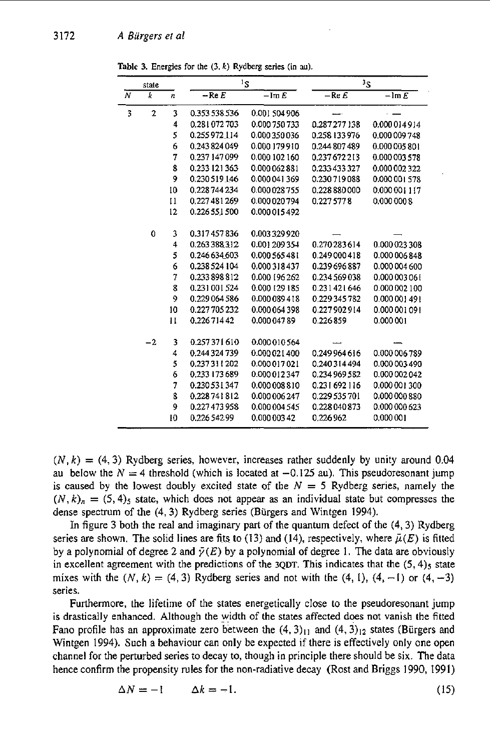Table 3. Energies for the (3, $k$) Rydberg series (in au).

| state | | | $^1S$ | | $^3S$ | |
|---|---|---|---|---|---|---|
| $N$ | $k$ | $n$ | $-\mathrm{Re}\,E$ | $-\mathrm{Im}\,E$ | $-\mathrm{Re}\,E$ | $-\mathrm{Im}\,E$ |
| 3 | 2 | 3 | 0.353 538 536 | 0.001 504 906 | — | — |
| | | 4 | 0.281 072 703 | 0.000 750 733 | 0.287 277 138 | 0.000 014 914 |
| | | 5 | 0.255 972 114 | 0.000 350 036 | 0.258 133 976 | 0.000 009 748 |
| | | 6 | 0.243 824 049 | 0.000 179 910 | 0.244 807 489 | 0.000 005 801 |
| | | 7 | 0.237 147 099 | 0.000 102 160 | 0.237 672 213 | 0.000 003 578 |
| | | 8 | 0.233 121 363 | 0.000 062 881 | 0.233 433 327 | 0.000 002 322 |
| | | 9 | 0.230 519 146 | 0.000 041 369 | 0.230 719 088 | 0.000 001 578 |
| | | 10 | 0.228 744 234 | 0.000 028 755 | 0.228 880 000 | 0.000 001 117 |
| | | 11 | 0.227 481 269 | 0.000 020 794 | 0.227 577 8 | 0.000 000 8 |
| | | 12 | 0.226 551 500 | 0.000 015 492 | | |
| | 0 | 3 | 0.317 457 836 | 0.003 329 920 | — | — |
| | | 4 | 0.263 388 312 | 0.001 209 354 | 0.270 283 614 | 0.000 023 308 |
| | | 5 | 0.246 634 603 | 0.000 565 481 | 0.249 000 418 | 0.000 006 848 |
| | | 6 | 0.238 524 104 | 0.000 318 437 | 0.239 696 887 | 0.000 004 600 |
| | | 7 | 0.233 898 812 | 0.000 196 262 | 0.234 569 038 | 0.000 003 061 |
| | | 8 | 0.231 001 524 | 0.000 129 185 | 0.231 421 646 | 0.000 002 100 |
| | | 9 | 0.229 064 586 | 0.000 089 418 | 0.229 345 782 | 0.000 001 491 |
| | | 10 | 0.227 705 232 | 0.000 064 398 | 0.227 902 914 | 0.000 001 091 |
| | | 11 | 0.226 714 42 | 0.000 047 89 | 0.226 859 | 0.000 001 |
| | −2 | 3 | 0.257 371 610 | 0.000 010 564 | — | — |
| | | 4 | 0.244 324 739 | 0.000 021 400 | 0.249 964 616 | 0.000 006 789 |
| | | 5 | 0.237 311 202 | 0.000 017 021 | 0.240 314 494 | 0.000 003 490 |
| | | 6 | 0.233 173 689 | 0.000 012 347 | 0.234 969 582 | 0.000 002 042 |
| | | 7 | 0.230 531 347 | 0.000 008 810 | 0.231 692 116 | 0.000 001 300 |
| | | 8 | 0.228 741 812 | 0.000 006 247 | 0.229 535 701 | 0.000 000 880 |
| | | 9 | 0.227 473 958 | 0.000 004 545 | 0.228 040 873 | 0.000 000 623 |
| | | 10 | 0.226 542 99 | 0.000 003 42 | 0.226 962 | 0.000 001 |

$(N, k) = (4, 3)$ Rydberg series, however, increases rather suddenly by unity around 0.04 au below the $N = 4$ threshold (which is located at $-0.125$ au). This pseudoresonant jump is caused by the lowest doubly excited state of the $N = 5$ Rydberg series, namely the $(N, k)_n = (5, 4)_5$ state, which does not appear as an individual state but compresses the dense spectrum of the (4, 3) Rydberg series (Bürgers and Wintgen 1994).

In figure 3 both the real and imaginary part of the quantum defect of the (4, 3) Rydberg series are shown. The solid lines are fits to (13) and (14), respectively, where $\bar{\mu}(E)$ is fitted by a polynomial of degree 2 and $\bar{\gamma}(E)$ by a polynomial of degree 1. The data are obviously in excellent agreement with the predictions of the 3QDT. This indicates that the $(5, 4)_5$ state mixes with the $(N, k) = (4, 3)$ Rydberg series and not with the $(4, 1)$, $(4, -1)$ or $(4, -3)$ series.

Furthermore, the lifetime of the states energetically close to the pseudoresonant jump is drastically enhanced. Although the width of the states affected does not vanish the fitted Fano profile has an approximate zero between the $(4, 3)_{11}$ and $(4, 3)_{12}$ states (Bürgers and Wintgen 1994). Such a behaviour can only be expected if there is effectively only one open channel for the perturbed series to decay to, though in principle there should be six. The data hence confirm the propensity rules for the non-radiative decay (Rost and Briggs 1990, 1991)

$$\Delta N = -1 \qquad \Delta k = -1. \tag{15}$$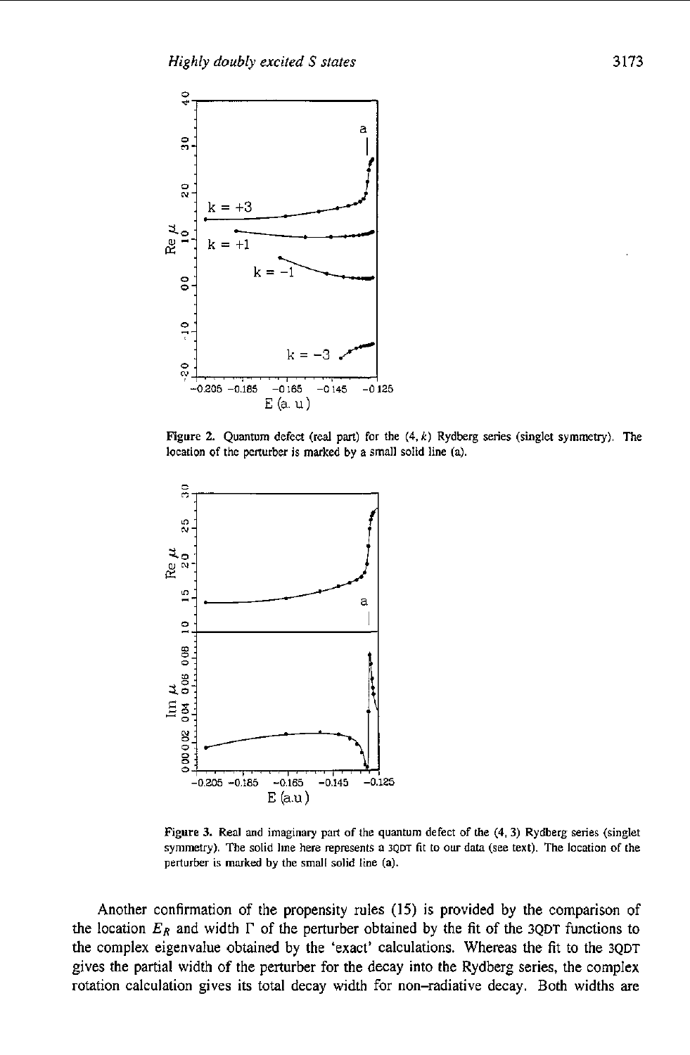**Figure 2.** Quantum defect (real part) for the $(4, k)$ Rydberg series (singlet symmetry). The location of the perturber is marked by a small solid line (a).

**Figure 3.** Real and imaginary part of the quantum defect of the $(4, 3)$ Rydberg series (singlet symmetry). The solid line here represents a 3QDT fit to our data (see text). The location of the perturber is marked by the small solid line (a).

Another confirmation of the propensity rules (15) is provided by the comparison of the location $E_R$ and width $\Gamma$ of the perturber obtained by the fit of the 3QDT functions to the complex eigenvalue obtained by the 'exact' calculations. Whereas the fit to the 3QDT gives the partial width of the perturber for the decay into the Rydberg series, the complex rotation calculation gives its total decay width for non-radiative decay. Both widths are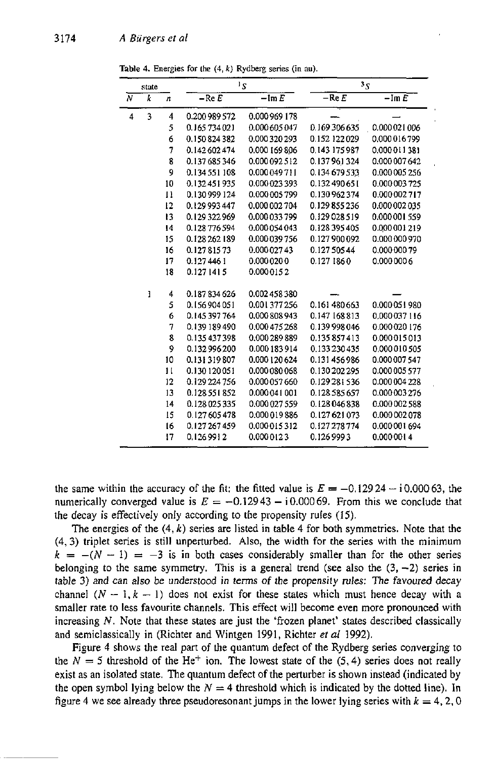Table 4. Energies for the (4, $k$) Rydberg series (in au).

| state | | | $^1S$ | | $^3S$ | |
|---|---|---|---|---|---|---|
| $N$ | $k$ | $n$ | $-\mathrm{Re}\,E$ | $-\mathrm{Im}\,E$ | $-\mathrm{Re}\,E$ | $-\mathrm{Im}\,E$ |
| 4 | 3 | 4 | 0.200 989 572 | 0.000 969 178 | — | — |
| | | 5 | 0.165 734 021 | 0.000 605 047 | 0.169 306 635 | 0.000 021 006 |
| | | 6 | 0.150 824 382 | 0.000 320 293 | 0.152 122 029 | 0.000 016 799 |
| | | 7 | 0.142 602 474 | 0.000 169 806 | 0.143 175 987 | 0.000 011 381 |
| | | 8 | 0.137 685 346 | 0.000 092 512 | 0.137 961 324 | 0.000 007 642 |
| | | 9 | 0.134 551 108 | 0.000 049 711 | 0.134 679 533 | 0.000 005 256 |
| | | 10 | 0.132 451 935 | 0.000 023 393 | 0.132 490 651 | 0.000 003 725 |
| | | 11 | 0.130 999 124 | 0.000 005 799 | 0.130 962 374 | 0.000 002 717 |
| | | 12 | 0.129 993 447 | 0.000 002 704 | 0.129 855 236 | 0.000 002 035 |
| | | 13 | 0.129 322 969 | 0.000 033 799 | 0.129 028 519 | 0.000 001 559 |
| | | 14 | 0.128 776 594 | 0.000 054 043 | 0.128 395 405 | 0.000 001 219 |
| | | 15 | 0.128 262 189 | 0.000 039 756 | 0.127 900 092 | 0.000 000 970 |
| | | 16 | 0.127 815 73 | 0.000 027 43 | 0.127 505 44 | 0.000 000 79 |
| | | 17 | 0.127 446 1 | 0.000 020 0 | 0.127 186 0 | 0.000 000 6 |
| | | 18 | 0.127 141 5 | 0.000 015 2 | | |
| | 1 | 4 | 0.187 834 626 | 0.002 458 380 | — | — |
| | | 5 | 0.156 904 051 | 0.001 377 256 | 0.161 480 663 | 0.000 051 980 |
| | | 6 | 0.145 397 764 | 0.000 808 943 | 0.147 168 813 | 0.000 037 116 |
| | | 7 | 0.139 189 490 | 0.000 475 268 | 0.139 998 046 | 0.000 020 176 |
| | | 8 | 0.135 437 398 | 0.000 289 889 | 0.135 857 413 | 0.000 015 013 |
| | | 9 | 0.132 996 200 | 0.000 183 914 | 0.133 230 435 | 0.000 010 505 |
| | | 10 | 0.131 319 807 | 0.000 120 624 | 0.131 456 986 | 0.000 007 547 |
| | | 11 | 0.130 120 051 | 0.000 080 068 | 0.130 202 295 | 0.000 005 577 |
| | | 12 | 0.129 224 756 | 0.000 057 660 | 0.129 281 536 | 0.000 004 228 |
| | | 13 | 0.128 551 852 | 0.000 041 001 | 0.128 585 657 | 0.000 003 276 |
| | | 14 | 0.128 025 335 | 0.000 027 559 | 0.128 046 838 | 0.000 002 588 |
| | | 15 | 0.127 605 478 | 0.000 019 886 | 0.127 621 073 | 0.000 002 078 |
| | | 16 | 0.127 267 459 | 0.000 015 312 | 0.127 278 774 | 0.000 001 694 |
| | | 17 | 0.126 991 2 | 0.000 012 3 | 0.126 999 3 | 0.000 001 4 |

the same within the accuracy of the fit: the fitted value is $E = -0.129\,24 - \mathrm{i}\,0.000\,63$, the numerically converged value is $E = -0.129\,43 - \mathrm{i}\,0.000\,69$. From this we conclude that the decay is effectively only according to the propensity rules (15).

The energies of the $(4, k)$ series are listed in table 4 for both symmetries. Note that the $(4, 3)$ triplet series is still unperturbed. Also, the width for the series with the minimum $k = -(N-1) = -3$ is in both cases considerably smaller than for the other series belonging to the same symmetry. This is a general trend (see also the $(3, -2)$ series in table 3) and can also be understood in terms of the propensity rules: The favoured decay channel $(N-1, k-1)$ does not exist for these states which must hence decay with a smaller rate to less favourite channels. This effect will become even more pronounced with increasing $N$. Note that these states are just the 'frozen planet' states described classically and semiclassically in (Richter and Wintgen 1991, Richter *et al* 1992).

Figure 4 shows the real part of the quantum defect of the Rydberg series converging to the $N = 5$ threshold of the $He^+$ ion. The lowest state of the $(5, 4)$ series does not really exist as an isolated state. The quantum defect of the perturber is shown instead (indicated by the open symbol lying below the $N = 4$ threshold which is indicated by the dotted line). In figure 4 we see already three pseudoresonant jumps in the lower lying series with $k = 4, 2, 0$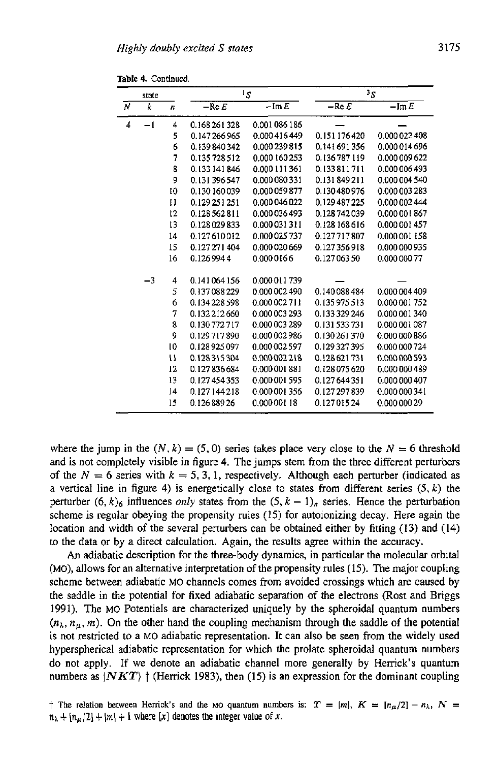**Table 4.** Continued.

| state | | | $^1S$ | | $^3S$ | |
|---|---|---|---|---|---|---|
| $N$ | $k$ | $n$ | $-\mathrm{Re}\,E$ | $-\mathrm{Im}\,E$ | $-\mathrm{Re}\,E$ | $-\mathrm{Im}\,E$ |
| 4 | −1 | 4 | 0.168 261 328 | 0.001 086 186 | — | — |
| | | 5 | 0.147 266 965 | 0.000 416 449 | 0.151 176 420 | 0.000 022 408 |
| | | 6 | 0.139 840 342 | 0.000 239 815 | 0.141 691 356 | 0.000 014 696 |
| | | 7 | 0.135 728 512 | 0.000 160 253 | 0.136 787 119 | 0.000 009 622 |
| | | 8 | 0.133 141 846 | 0.000 111 361 | 0.133 811 711 | 0.000 006 493 |
| | | 9 | 0.131 396 547 | 0.000 080 331 | 0.131 849 211 | 0.000 004 540 |
| | | 10 | 0.130 160 039 | 0.000 059 877 | 0.130 480 976 | 0.000 003 283 |
| | | 11 | 0.129 251 251 | 0.000 046 022 | 0.129 487 225 | 0.000 002 444 |
| | | 12 | 0.128 562 811 | 0.000 036 493 | 0.128 742 039 | 0.000 001 867 |
| | | 13 | 0.128 029 833 | 0.000 031 311 | 0.128 168 616 | 0.000 001 457 |
| | | 14 | 0.127 610 012 | 0.000 025 737 | 0.127 717 807 | 0.000 001 158 |
| | | 15 | 0.127 271 404 | 0.000 020 669 | 0.127 356 918 | 0.000 000 935 |
| | | 16 | 0.126 994 4 | 0.000 0166 | 0.127 063 50 | 0.000 000 77 |
| | −3 | 4 | 0.141 064 156 | 0.000 011 739 | — | — |
| | | 5 | 0.137 088 229 | 0.000 002 490 | 0.140 088 484 | 0.000 004 409 |
| | | 6 | 0.134 228 598 | 0.000 002 711 | 0.135 975 513 | 0.000 001 752 |
| | | 7 | 0.132 212 660 | 0.000 003 293 | 0.133 329 246 | 0.000 001 340 |
| | | 8 | 0.130 772 717 | 0.000 003 289 | 0.131 533 731 | 0.000 001 087 |
| | | 9 | 0.129 717 890 | 0.000 002 986 | 0.130 261 370 | 0.000 000 886 |
| | | 10 | 0.128 925 097 | 0.000 002 597 | 0.129 327 395 | 0.000 000 724 |
| | | 11 | 0.128 315 304 | 0.000 002 218 | 0.128 621 731 | 0.000 000 593 |
| | | 12 | 0.127 836 684 | 0.000 001 881 | 0.128 075 620 | 0.000 000 489 |
| | | 13 | 0.127 454 353 | 0.000 001 595 | 0.127 644 351 | 0.000 000 407 |
| | | 14 | 0.127 144 218 | 0.000 001 356 | 0.127 297 839 | 0.000 000 341 |
| | | 15 | 0.126 889 26 | 0.000 001 18 | 0.127 015 24 | 0.000 000 29 |

where the jump in the $(N, k) = (5, 0)$ series takes place very close to the $N = 6$ threshold and is not completely visible in figure 4. The jumps stem from the three different perturbers of the $N = 6$ series with $k = 5, 3, 1$, respectively. Although each perturber (indicated as a vertical line in figure 4) is energetically close to states from different series $(5, k)$ the perturber $(6, k)_6$ influences *only* states from the $(5, k-1)_n$ series. Hence the perturbation scheme is regular obeying the propensity rules (15) for autoionizing decay. Here again the location and width of the several perturbers can be obtained either by fitting (13) and (14) to the data or by a direct calculation. Again, the results agree within the accuracy.

An adiabatic description for the three-body dynamics, in particular the molecular orbital (MO), allows for an alternative interpretation of the propensity rules (15). The major coupling scheme between adiabatic MO channels comes from avoided crossings which are caused by the saddle in the potential for fixed adiabatic separation of the electrons (Rost and Briggs 1991). The MO Potentials are characterized uniquely by the spheroidal quantum numbers $(n_\lambda, n_\mu, m)$. On the other hand the coupling mechanism through the saddle of the potential is not restricted to a MO adiabatic representation. It can also be seen from the widely used hyperspherical adiabatic representation for which the prolate spheroidal quantum numbers do not apply. If we denote an adiabatic channel more generally by Herrick's quantum numbers as $|NKT\rangle$ † (Herrick 1983), then (15) is an expression for the dominant coupling

† The relation between Herrick's and the MO quantum numbers is: $T = |m|$, $K = [n_\mu/2] - n_\lambda$, $N = n_\lambda + [n_\mu/2] + |m| + 1$ where $[x]$ denotes the integer value of $x$.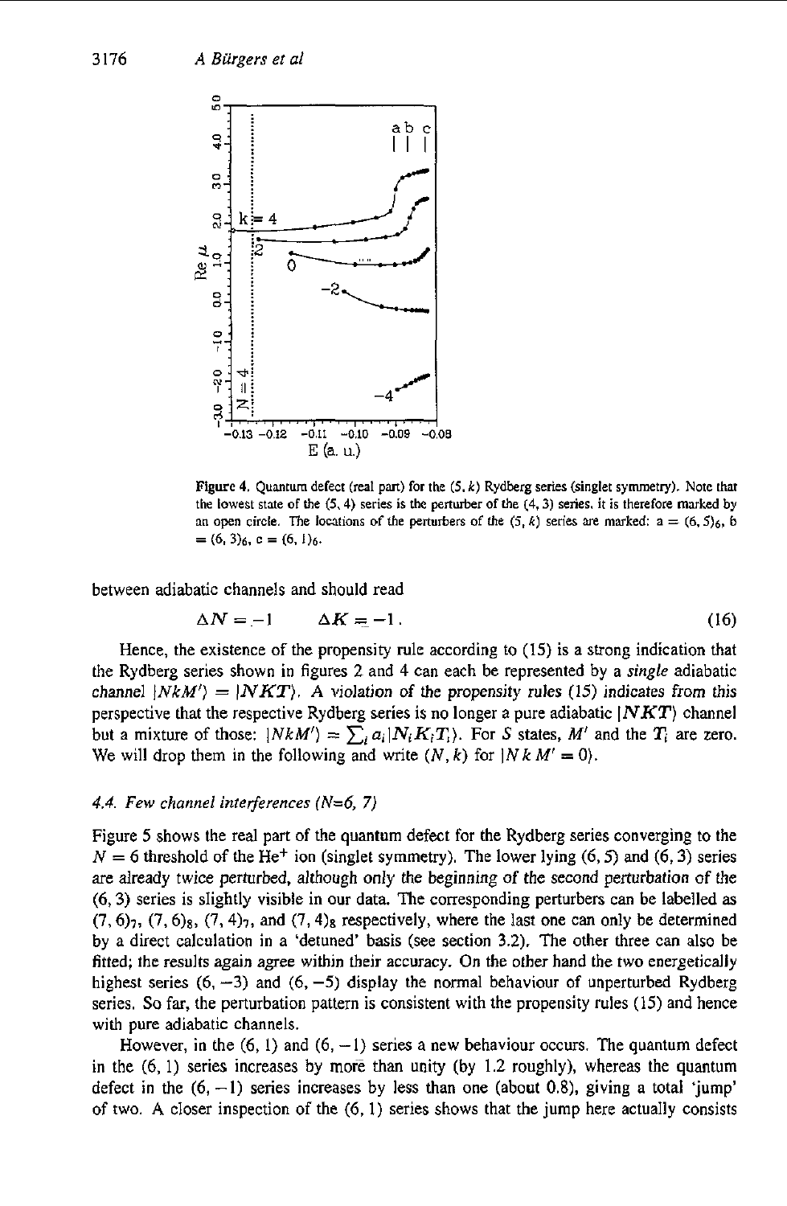**Figure 4.** Quantum defect (real part) for the (5, $k$) Rydberg series (singlet symmetry). Note that the lowest state of the (5, 4) series is the perturber of the (4, 3) series, it is therefore marked by an open circle. The locations of the perturbers of the (5, $k$) series are marked: a = $(6, 5)_6$, b = $(6, 3)_6$, c = $(6, 1)_6$.

between adiabatic channels and should read

$$\Delta N = -1 \qquad \Delta K = -1 . \tag{16}$$

Hence, the existence of the propensity rule according to (15) is a strong indication that the Rydberg series shown in figures 2 and 4 can each be represented by a *single* adiabatic channel $|NkM'\rangle = |\boldsymbol{NKT}\rangle$. A violation of the propensity rules (15) indicates from this perspective that the respective Rydberg series is no longer a pure adiabatic $|\boldsymbol{NKT}\rangle$ channel but a mixture of those: $|NkM'\rangle = \sum_i a_i |N_i K_i T_i\rangle$. For $S$ states, $M'$ and the $T_i$ are zero. We will drop them in the following and write $(N, k)$ for $|N\, k\, M' = 0\rangle$.

### 4.4. Few channel interferences (N=6, 7)

Figure 5 shows the real part of the quantum defect for the Rydberg series converging to the $N = 6$ threshold of the $He^+$ ion (singlet symmetry). The lower lying (6, 5) and (6, 3) series are already twice perturbed, although only the beginning of the second perturbation of the (6, 3) series is slightly visible in our data. The corresponding perturbers can be labelled as $(7, 6)_7$, $(7, 6)_8$, $(7, 4)_7$, and $(7, 4)_8$ respectively, where the last one can only be determined by a direct calculation in a 'detuned' basis (see section 3.2). The other three can also be fitted; the results again agree within their accuracy. On the other hand the two energetically highest series $(6, -3)$ and $(6, -5)$ display the normal behaviour of unperturbed Rydberg series. So far, the perturbation pattern is consistent with the propensity rules (15) and hence with pure adiabatic channels.

However, in the (6, 1) and $(6, -1)$ series a new behaviour occurs. The quantum defect in the (6, 1) series increases by more than unity (by 1.2 roughly), whereas the quantum defect in the $(6, -1)$ series increases by less than one (about 0.8), giving a total 'jump' of two. A closer inspection of the (6, 1) series shows that the jump here actually consists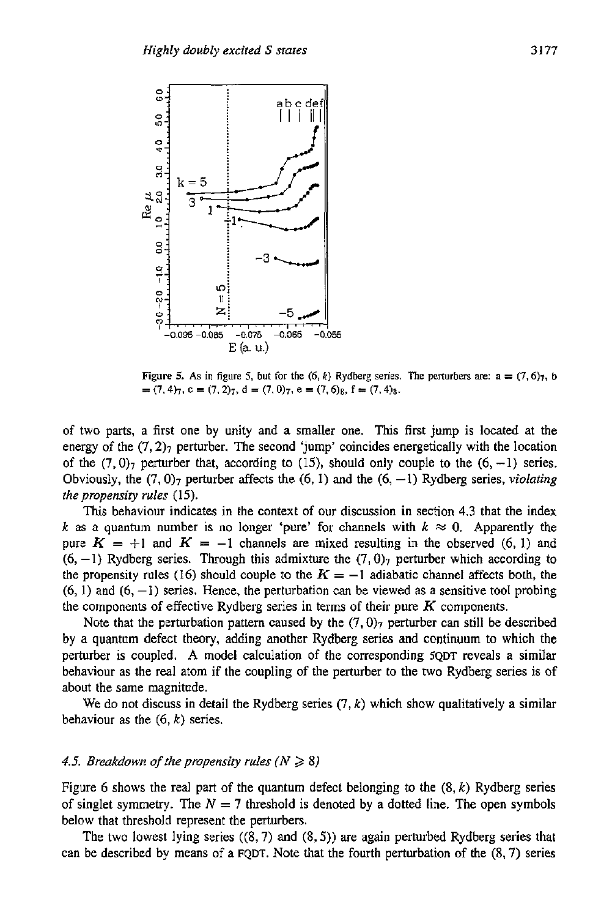Figure 5. As in figure 5, but for the $(6, k)$ Rydberg series. The perturbers are: a = $(7, 6)_7$, b = $(7, 4)_7$, c = $(7, 2)_7$, d = $(7, 0)_7$, e = $(7, 6)_8$, f = $(7, 4)_8$.

of two parts, a first one by unity and a smaller one. This first jump is located at the energy of the $(7, 2)_7$ perturber. The second 'jump' coincides energetically with the location of the $(7, 0)_7$ perturber that, according to (15), should only couple to the $(6, -1)$ series. Obviously, the $(7, 0)_7$ perturber affects the $(6, 1)$ and the $(6, -1)$ Rydberg series, *violating the propensity rules* (15).

This behaviour indicates in the context of our discussion in section 4.3 that the index $k$ as a quantum number is no longer 'pure' for channels with $k \approx 0$. Apparently the pure $K = +1$ and $K = -1$ channels are mixed resulting in the observed $(6, 1)$ and $(6, -1)$ Rydberg series. Through this admixture the $(7, 0)_7$ perturber which according to the propensity rules (16) should couple to the $K = -1$ adiabatic channel affects both, the $(6, 1)$ and $(6, -1)$ series. Hence, the perturbation can be viewed as a sensitive tool probing the components of effective Rydberg series in terms of their pure $K$ components.

Note that the perturbation pattern caused by the $(7, 0)_7$ perturber can still be described by a quantum defect theory, adding another Rydberg series and continuum to which the perturber is coupled. A model calculation of the corresponding 5QDT reveals a similar behaviour as the real atom if the coupling of the perturber to the two Rydberg series is of about the same magnitude.

We do not discuss in detail the Rydberg series $(7, k)$ which show qualitatively a similar behaviour as the $(6, k)$ series.

### 4.5. *Breakdown of the propensity rules ($N \geqslant 8$)*

Figure 6 shows the real part of the quantum defect belonging to the $(8, k)$ Rydberg series of singlet symmetry. The $N = 7$ threshold is denoted by a dotted line. The open symbols below that threshold represent the perturbers.

The two lowest lying series ($(8, 7)$ and $(8, 5)$) are again perturbed Rydberg series that can be described by means of a FQDT. Note that the fourth perturbation of the $(8, 7)$ series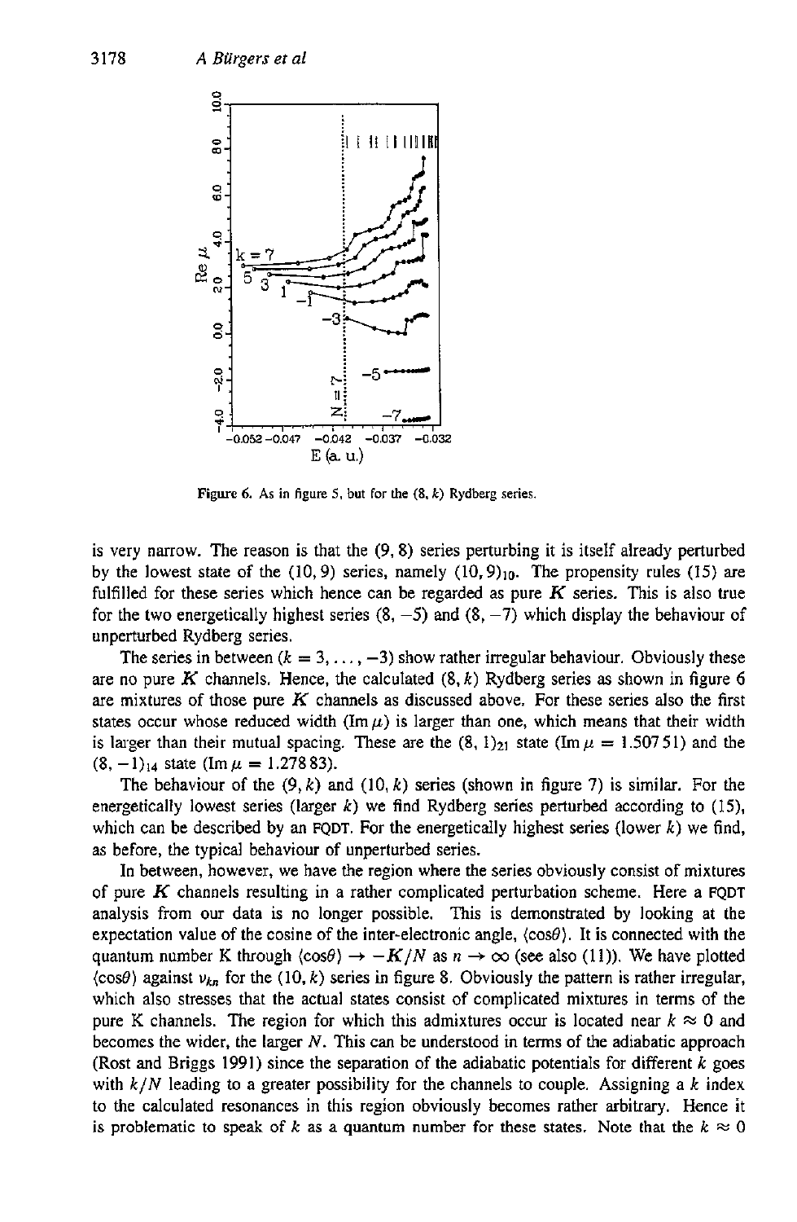Figure 6. As in figure 5, but for the $(8, k)$ Rydberg series.

is very narrow. The reason is that the $(9, 8)$ series perturbing it is itself already perturbed by the lowest state of the $(10, 9)$ series, namely $(10, 9)_{10}$. The propensity rules (15) are fulfilled for these series which hence can be regarded as pure $K$ series. This is also true for the two energetically highest series $(8, -5)$ and $(8, -7)$ which display the behaviour of unperturbed Rydberg series.

The series in between ($k = 3, \ldots, -3$) show rather irregular behaviour. Obviously these are no pure $K$ channels. Hence, the calculated $(8, k)$ Rydberg series as shown in figure 6 are mixtures of those pure $K$ channels as discussed above. For these series also the first states occur whose reduced width ($\text{Im}\,\mu$) is larger than one, which means that their width is larger than their mutual spacing. These are the $(8, 1)_{21}$ state ($\text{Im}\,\mu = 1.50751$) and the $(8, -1)_{14}$ state ($\text{Im}\,\mu = 1.27883$).

The behaviour of the $(9, k)$ and $(10, k)$ series (shown in figure 7) is similar. For the energetically lowest series (larger $k$) we find Rydberg series perturbed according to (15), which can be described by an FQDT. For the energetically highest series (lower $k$) we find, as before, the typical behaviour of unperturbed series.

In between, however, we have the region where the series obviously consist of mixtures of pure $K$ channels resulting in a rather complicated perturbation scheme. Here a FQDT analysis from our data is no longer possible. This is demonstrated by looking at the expectation value of the cosine of the inter-electronic angle, $\langle \cos\theta \rangle$. It is connected with the quantum number K through $\langle \cos\theta \rangle \to -K/N$ as $n \to \infty$ (see also (11)). We have plotted $\langle \cos\theta \rangle$ against $\nu_{kn}$ for the $(10, k)$ series in figure 8. Obviously the pattern is rather irregular, which also stresses that the actual states consist of complicated mixtures in terms of the pure K channels. The region for which this admixtures occur is located near $k \approx 0$ and becomes the wider, the larger $N$. This can be understood in terms of the adiabatic approach (Rost and Briggs 1991) since the separation of the adiabatic potentials for different $k$ goes with $k/N$ leading to a greater possibility for the channels to couple. Assigning a $k$ index to the calculated resonances in this region obviously becomes rather arbitrary. Hence it is problematic to speak of $k$ as a quantum number for these states. Note that the $k \approx 0$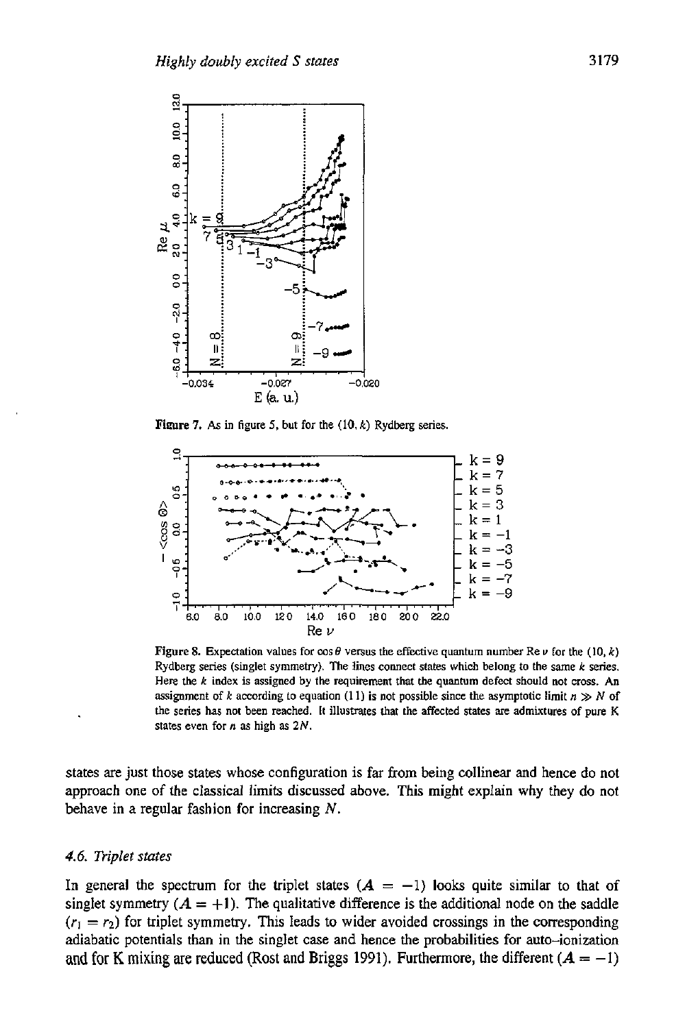**Figure 7.** As in figure 5, but for the (10, $k$) Rydberg series.

**Figure 8.** Expectation values for $\cos\theta$ versus the effective quantum number Re $\nu$ for the (10, $k$) Rydberg series (singlet symmetry). The lines connect states which belong to the same $k$ series. Here the $k$ index is assigned by the requirement that the quantum defect should not cross. An assignment of $k$ according to equation (11) is not possible since the asymptotic limit $n \gg N$ of the series has not been reached. It illustrates that the affected states are admixtures of pure K states even for $n$ as high as $2N$.

states are just those states whose configuration is far from being collinear and hence do not approach one of the classical limits discussed above. This might explain why they do not behave in a regular fashion for increasing $N$.

### *4.6. Triplet states*

In general the spectrum for the triplet states ($A = -1$) looks quite similar to that of singlet symmetry ($A = +1$). The qualitative difference is the additional node on the saddle ($r_1 = r_2$) for triplet symmetry. This leads to wider avoided crossings in the corresponding adiabatic potentials than in the singlet case and hence the probabilities for auto-ionization and for K mixing are reduced (Rost and Briggs 1991). Furthermore, the different ($A = -1$)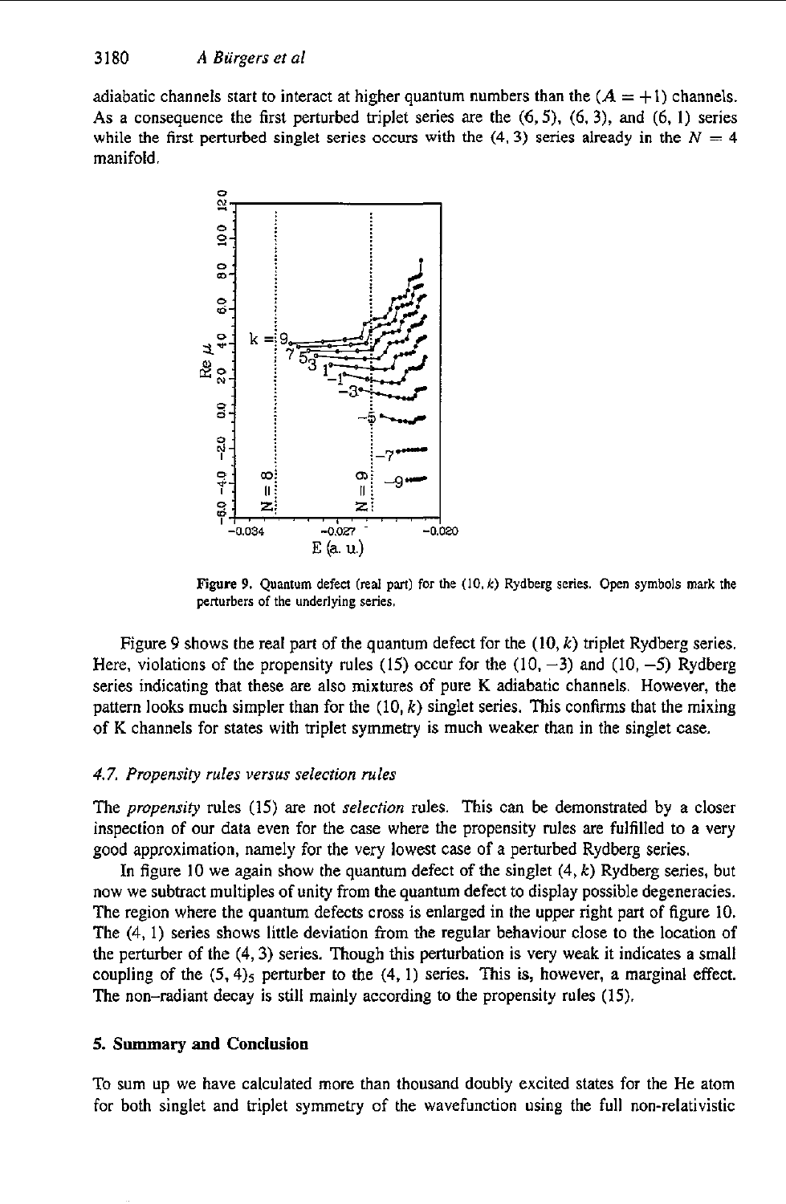adiabatic channels start to interact at higher quantum numbers than the $(A = +1)$ channels. As a consequence the first perturbed triplet series are the $(6, 5)$, $(6, 3)$, and $(6, 1)$ series while the first perturbed singlet series occurs with the $(4, 3)$ series already in the $N = 4$ manifold.

**Figure 9.** Quantum defect (real part) for the $(10, k)$ Rydberg series. Open symbols mark the perturbers of the underlying series.

Figure 9 shows the real part of the quantum defect for the $(10, k)$ triplet Rydberg series. Here, violations of the propensity rules (15) occur for the $(10, -3)$ and $(10, -5)$ Rydberg series indicating that these are also mixtures of pure K adiabatic channels. However, the pattern looks much simpler than for the $(10, k)$ singlet series. This confirms that the mixing of K channels for states with triplet symmetry is much weaker than in the singlet case.

### 4.7. Propensity rules versus selection rules

The *propensity* rules (15) are not *selection* rules. This can be demonstrated by a closer inspection of our data even for the case where the propensity rules are fulfilled to a very good approximation, namely for the very lowest case of a perturbed Rydberg series.

In figure 10 we again show the quantum defect of the singlet $(4, k)$ Rydberg series, but now we subtract multiples of unity from the quantum defect to display possible degeneracies. The region where the quantum defects cross is enlarged in the upper right part of figure 10. The $(4, 1)$ series shows little deviation from the regular behaviour close to the location of the perturber of the $(4, 3)$ series. Though this perturbation is very weak it indicates a small coupling of the $(5, 4)_5$ perturber to the $(4, 1)$ series. This is, however, a marginal effect. The non–radiant decay is still mainly according to the propensity rules (15).

## 5. Summary and Conclusion

To sum up we have calculated more than thousand doubly excited states for the He atom for both singlet and triplet symmetry of the wavefunction using the full non-relativistic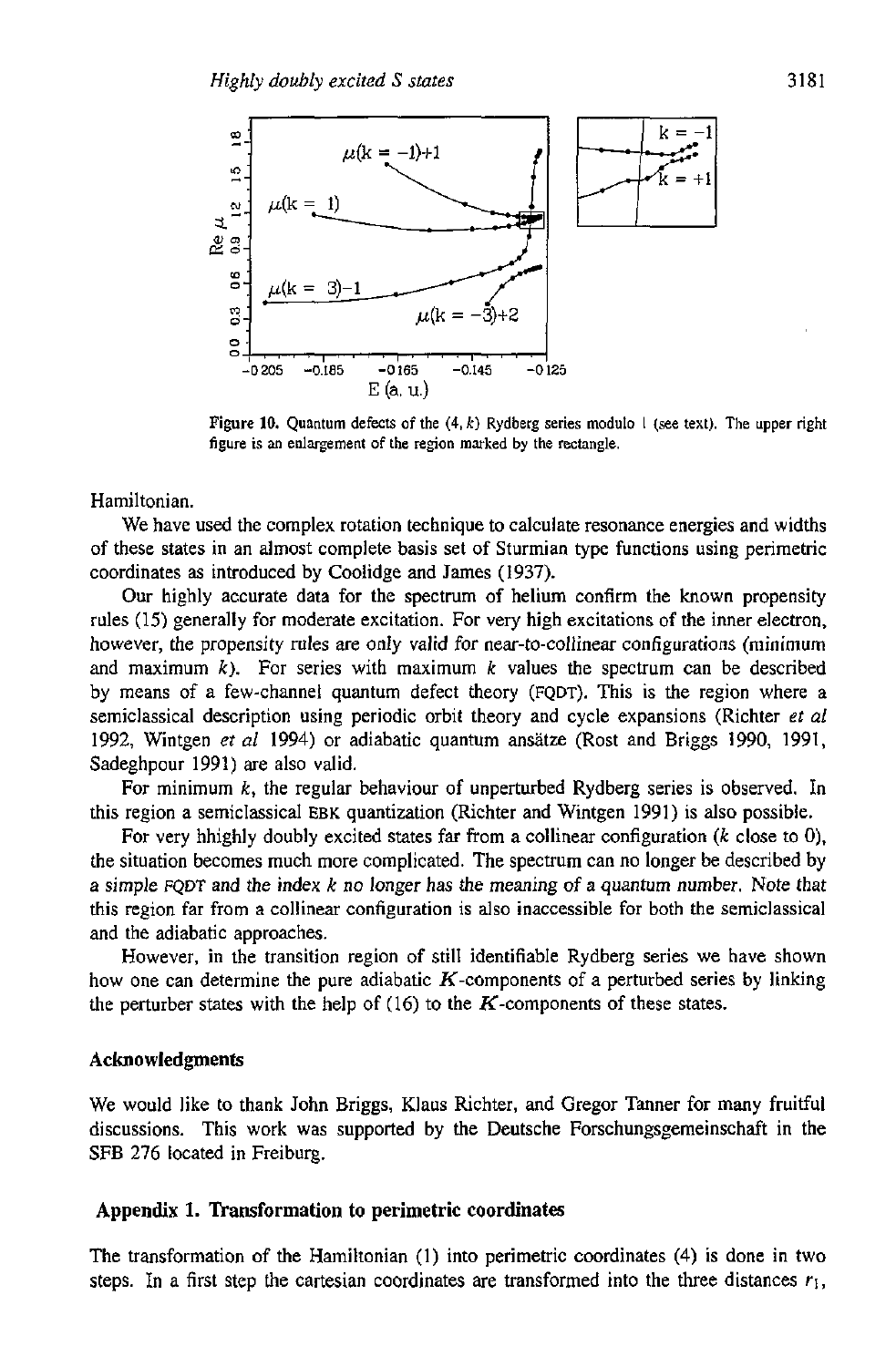**Figure 10.** Quantum defects of the $(4, k)$ Rydberg series modulo 1 (see text). The upper right figure is an enlargement of the region marked by the rectangle.

Hamiltonian.

We have used the complex rotation technique to calculate resonance energies and widths of these states in an almost complete basis set of Sturmian type functions using perimetric coordinates as introduced by Coolidge and James (1937).

Our highly accurate data for the spectrum of helium confirm the known propensity rules (15) generally for moderate excitation. For very high excitations of the inner electron, however, the propensity rules are only valid for near-to-collinear configurations (minimum and maximum $k$). For series with maximum $k$ values the spectrum can be described by means of a few-channel quantum defect theory (FQDT). This is the region where a semiclassical description using periodic orbit theory and cycle expansions (Richter *et al* 1992, Wintgen *et al* 1994) or adiabatic quantum ansätze (Rost and Briggs 1990, 1991, Sadeghpour 1991) are also valid.

For minimum $k$, the regular behaviour of unperturbed Rydberg series is observed. In this region a semiclassical EBK quantization (Richter and Wintgen 1991) is also possible.

For very hhighly doubly excited states far from a collinear configuration ($k$ close to 0), the situation becomes much more complicated. The spectrum can no longer be described by a simple FQDT and the index $k$ no longer has the meaning of a quantum number. Note that this region far from a collinear configuration is also inaccessible for both the semiclassical and the adiabatic approaches.

However, in the transition region of still identifiable Rydberg series we have shown how one can determine the pure adiabatic $K$-components of a perturbed series by linking the perturber states with the help of (16) to the $K$-components of these states.

## Acknowledgments

We would like to thank John Briggs, Klaus Richter, and Gregor Tanner for many fruitful discussions. This work was supported by the Deutsche Forschungsgemeinschaft in the SFB 276 located in Freiburg.

## Appendix 1. Transformation to perimetric coordinates

The transformation of the Hamiltonian (1) into perimetric coordinates (4) is done in two steps. In a first step the cartesian coordinates are transformed into the three distances $r_1$,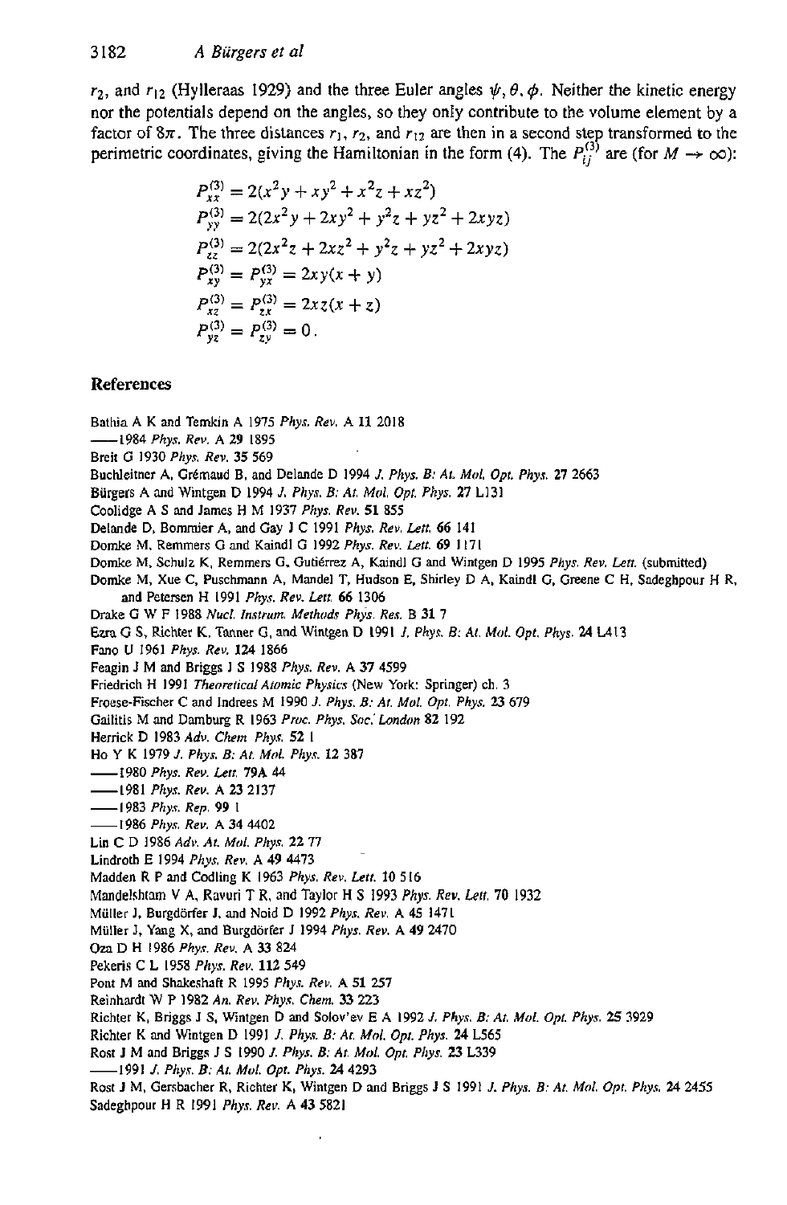$r_2$, and $r_{12}$ (Hylleraas 1929) and the three Euler angles $\psi, \theta, \phi$. Neither the kinetic energy nor the potentials depend on the angles, so they only contribute to the volume element by a factor of $8\pi$. The three distances $r_1$, $r_2$, and $r_{12}$ are then in a second step transformed to the perimetric coordinates, giving the Hamiltonian in the form (4). The $P_{ij}^{(3)}$ are (for $M \to \infty$):

$$
\begin{aligned}
P_{xx}^{(3)} &= 2(x^2y + xy^2 + x^2z + xz^2) \\
P_{yy}^{(3)} &= 2(2x^2y + 2xy^2 + y^2z + yz^2 + 2xyz) \\
P_{zz}^{(3)} &= 2(2x^2z + 2xz^2 + y^2z + yz^2 + 2xyz) \\
P_{xy}^{(3)} &= P_{yx}^{(3)} = 2xy(x + y) \\
P_{xz}^{(3)} &= P_{zx}^{(3)} = 2xz(x + z) \\
P_{yz}^{(3)} &= P_{zy}^{(3)} = 0 .
\end{aligned}
$$

## References

Bathia A K and Temkin A 1975 *Phys. Rev.* A **11** 2018

——1984 *Phys. Rev.* A **29** 1895

Breit G 1930 *Phys. Rev.* **35** 569

Buchleitner A, Grémaud B, and Delande D 1994 *J. Phys. B: At. Mol. Opt. Phys.* **27** 2663

Bürgers A and Wintgen D 1994 *J. Phys. B: At. Mol. Opt. Phys.* **27** L131

Coolidge A S and James H M 1937 *Phys. Rev.* **51** 855

Delande D, Bommier A, and Gay J C 1991 *Phys. Rev. Lett.* **66** 141

Domke M, Remmers G and Kaindl G 1992 *Phys. Rev. Lett.* **69** 1171

Domke M, Schulz K, Remmers G, Gutiérrez A, Kaindl G and Wintgen D 1995 *Phys. Rev. Lett.* (submitted)

Domke M, Xue C, Puschmann A, Mandel T, Hudson E, Shirley D A, Kaindl G, Greene C H, Sadeghpour H R, and Petersen H 1991 *Phys. Rev. Lett.* **66** 1306

Drake G W F 1988 *Nucl. Instrum. Methods Phys. Res.* B **31** 7

Ezra G S, Richter K, Tanner G, and Wintgen D 1991 *J. Phys. B: At. Mol. Opt. Phys.* **24** L413

Fano U 1961 *Phys. Rev.* **124** 1866

Feagin J M and Briggs J S 1988 *Phys. Rev.* A **37** 4599

Friedrich H 1991 *Theoretical Atomic Physics* (New York: Springer) ch. 3

Froese-Fischer C and Indrees M 1990 *J. Phys. B: At. Mol. Opt. Phys.* **23** 679

Gailitis M and Damburg R 1963 *Proc. Phys. Soc. London* **82** 192

Herrick D 1983 *Adv. Chem. Phys.* **52** 1

Ho Y K 1979 *J. Phys. B: At. Mol. Phys.* **12** 387

——1980 *Phys. Rev. Lett.* **79A** 44

——1981 *Phys. Rev.* A **23** 2137

——1983 *Phys. Rep.* **99** 1

——1986 *Phys. Rev.* A **34** 4402

Lin C D 1986 *Adv. At. Mol. Phys.* **22** 77

Lindroth E 1994 *Phys. Rev.* A **49** 4473

Madden R P and Codling K 1963 *Phys. Rev. Lett.* **10** 516

Mandelshtam V A, Ravuri T R, and Taylor H S 1993 *Phys. Rev. Lett.* **70** 1932

Müller J, Burgdörfer J, and Noid D 1992 *Phys. Rev.* A **45** 1471

Müller J, Yang X, and Burgdörfer J 1994 *Phys. Rev.* A **49** 2470

Oza D H 1986 *Phys. Rev.* A **33** 824

Pekeris C L 1958 *Phys. Rev.* **112** 549

Pont M and Shakeshaft R 1995 *Phys. Rev.* A **51** 257

Reinhardt W P 1982 *An. Rev. Phys. Chem.* **33** 223

Richter K, Briggs J S, Wintgen D and Solov'ev E A 1992 *J. Phys. B: At. Mol. Opt. Phys.* **25** 3929

Richter K and Wintgen D 1991 *J. Phys. B: At. Mol. Opt. Phys.* **24** L565

Rost J M and Briggs J S 1990 *J. Phys. B: At. Mol. Opt. Phys.* **23** L339

——1991 *J. Phys. B: At. Mol. Opt. Phys.* **24** 4293

Rost J M, Gersbacher R, Richter K, Wintgen D and Briggs J S 1991 *J. Phys. B: At. Mol. Opt. Phys.* **24** 2455

Sadeghpour H R 1991 *Phys. Rev.* A **43** 5821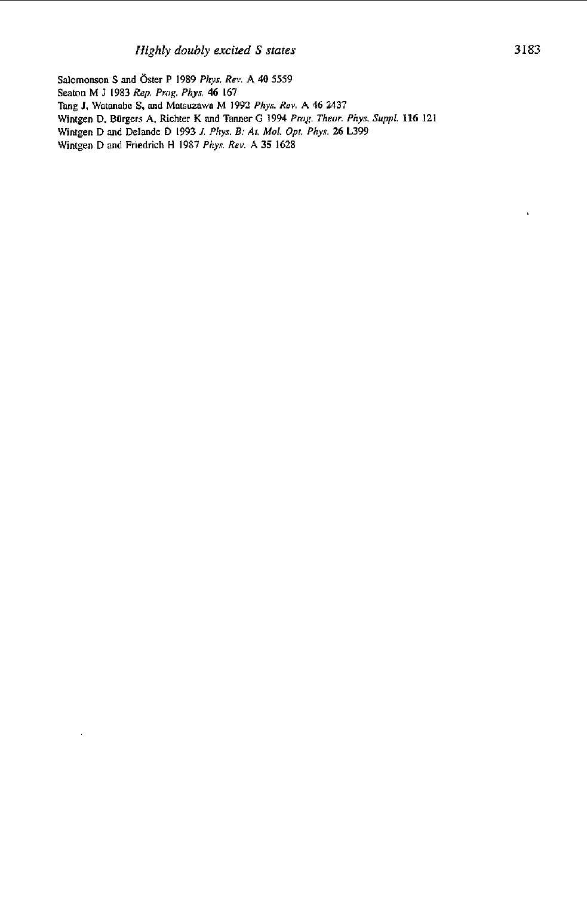Salomonson S and Öster P 1989 *Phys. Rev.* A **40** 5559

Seaton M J 1983 *Rep. Prog. Phys.* **46** 167

Tang J, Watanabe S, and Matsuzawa M 1992 *Phys. Rev.* A **46** 2437

Wintgen D, Bürgers A, Richter K and Tanner G 1994 *Prog. Theor. Phys. Suppl.* **116** 121

Wintgen D and Delande D 1993 *J. Phys. B: At. Mol. Opt. Phys.* **26** L399

Wintgen D and Friedrich H 1987 *Phys. Rev.* A **35** 1628